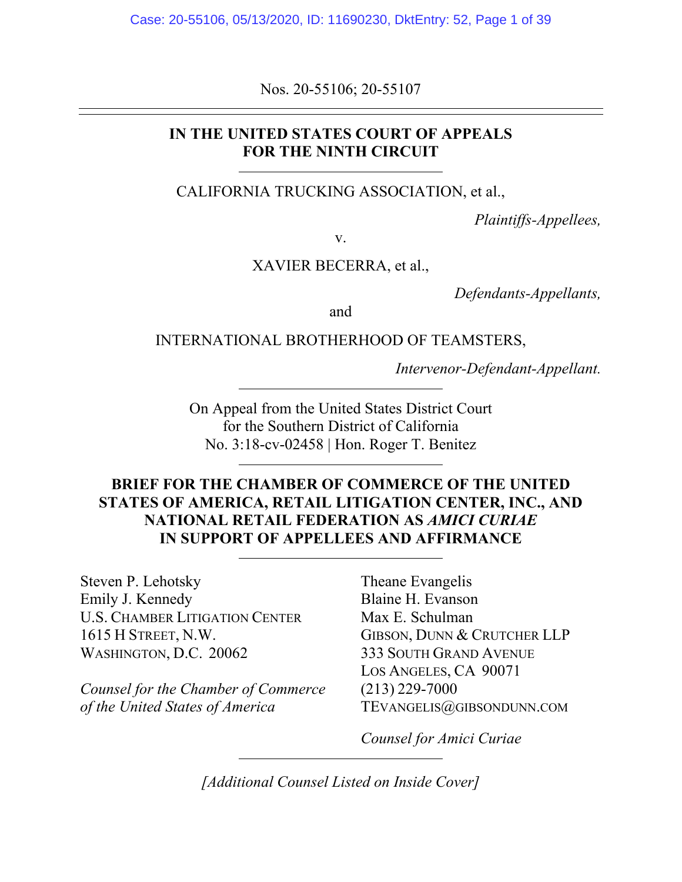Nos. 20-55106; 20-55107

---

**IN THE UNITED STATES COURT OF APPEALS**
**FOR THE NINTH CIRCUIT**

---

CALIFORNIA TRUCKING ASSOCIATION, et al.,

*Plaintiffs-Appellees,*

v.

XAVIER BECERRA, et al.,

*Defendants-Appellants,*

and

INTERNATIONAL BROTHERHOOD OF TEAMSTERS,

*Intervenor-Defendant-Appellant.*

---

On Appeal from the United States District Court
for the Southern District of California
No. 3:18-cv-02458 | Hon. Roger T. Benitez

---

**BRIEF FOR THE CHAMBER OF COMMERCE OF THE UNITED STATES OF AMERICA, RETAIL LITIGATION CENTER, INC., AND NATIONAL RETAIL FEDERATION AS *AMICI CURIAE* IN SUPPORT OF APPELLEES AND AFFIRMANCE**

---

Steven P. Lehotsky
Emily J. Kennedy
U.S. CHAMBER LITIGATION CENTER
1615 H STREET, N.W.
WASHINGTON, D.C. 20062

*Counsel for the Chamber of Commerce of the United States of America*

Theane Evangelis
Blaine H. Evanson
Max E. Schulman
GIBSON, DUNN & CRUTCHER LLP
333 SOUTH GRAND AVENUE
LOS ANGELES, CA 90071
(213) 229-7000
TEVANGELIS@GIBSONDUNN.COM

*Counsel for Amici Curiae*

---

*[Additional Counsel Listed on Inside Cover]*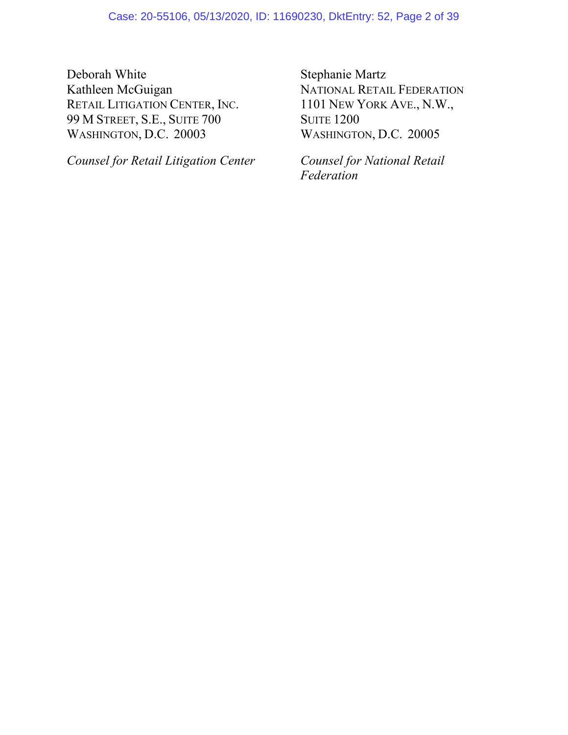Deborah White
Kathleen McGuigan
RETAIL LITIGATION CENTER, INC.
99 M STREET, S.E., SUITE 700
WASHINGTON, D.C. 20003

*Counsel for Retail Litigation Center*

Stephanie Martz
NATIONAL RETAIL FEDERATION
1101 NEW YORK AVE., N.W.,
SUITE 1200
WASHINGTON, D.C. 20005

*Counsel for National Retail Federation*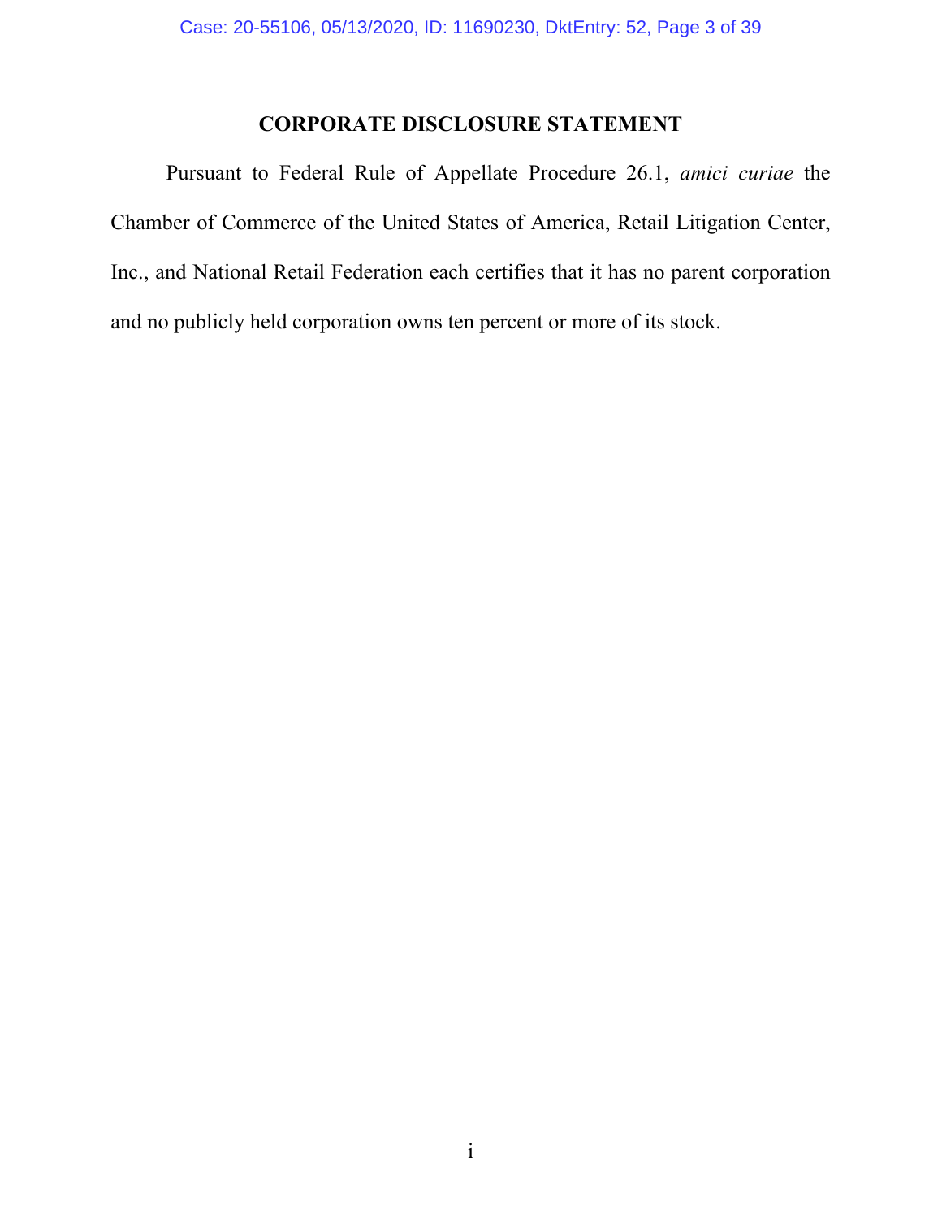## CORPORATE DISCLOSURE STATEMENT

Pursuant to Federal Rule of Appellate Procedure 26.1, *amici curiae* the Chamber of Commerce of the United States of America, Retail Litigation Center, Inc., and National Retail Federation each certifies that it has no parent corporation and no publicly held corporation owns ten percent or more of its stock.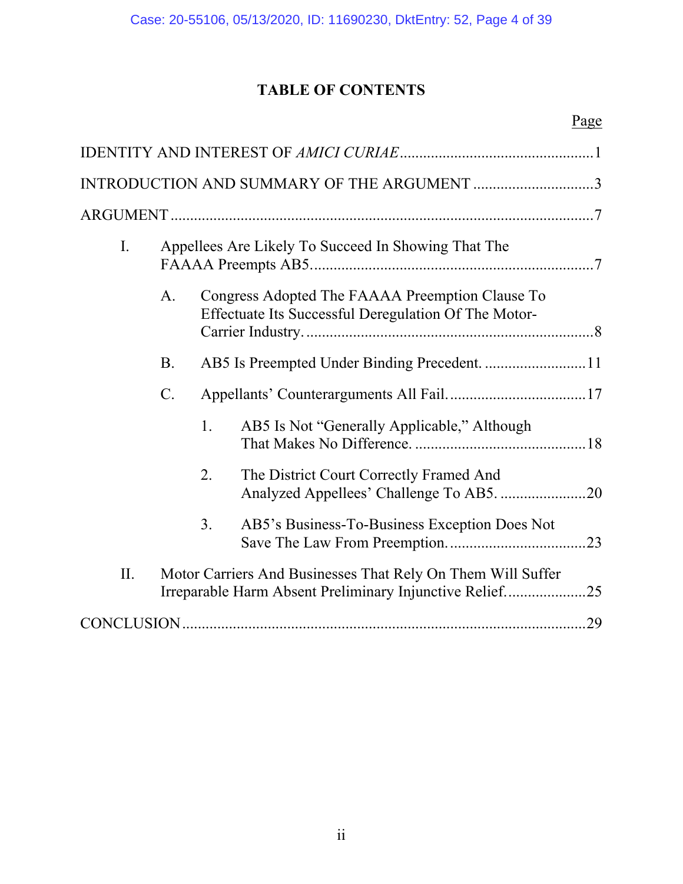# TABLE OF CONTENTS

| | Page |
|---|---|
| IDENTITY AND INTEREST OF *AMICI CURIAE* | 1 |
| INTRODUCTION AND SUMMARY OF THE ARGUMENT | 3 |
| ARGUMENT | 7 |
| I. Appellees Are Likely To Succeed In Showing That The FAAAA Preempts AB5. | 7 |
| A. Congress Adopted The FAAAA Preemption Clause To Effectuate Its Successful Deregulation Of The Motor-Carrier Industry. | 8 |
| B. AB5 Is Preempted Under Binding Precedent. | 11 |
| C. Appellants' Counterarguments All Fail. | 17 |
| 1. AB5 Is Not "Generally Applicable," Although That Makes No Difference. | 18 |
| 2. The District Court Correctly Framed And Analyzed Appellees' Challenge To AB5. | 20 |
| 3. AB5's Business-To-Business Exception Does Not Save The Law From Preemption. | 23 |
| II. Motor Carriers And Businesses That Rely On Them Will Suffer Irreparable Harm Absent Preliminary Injunctive Relief. | 25 |
| CONCLUSION | 29 |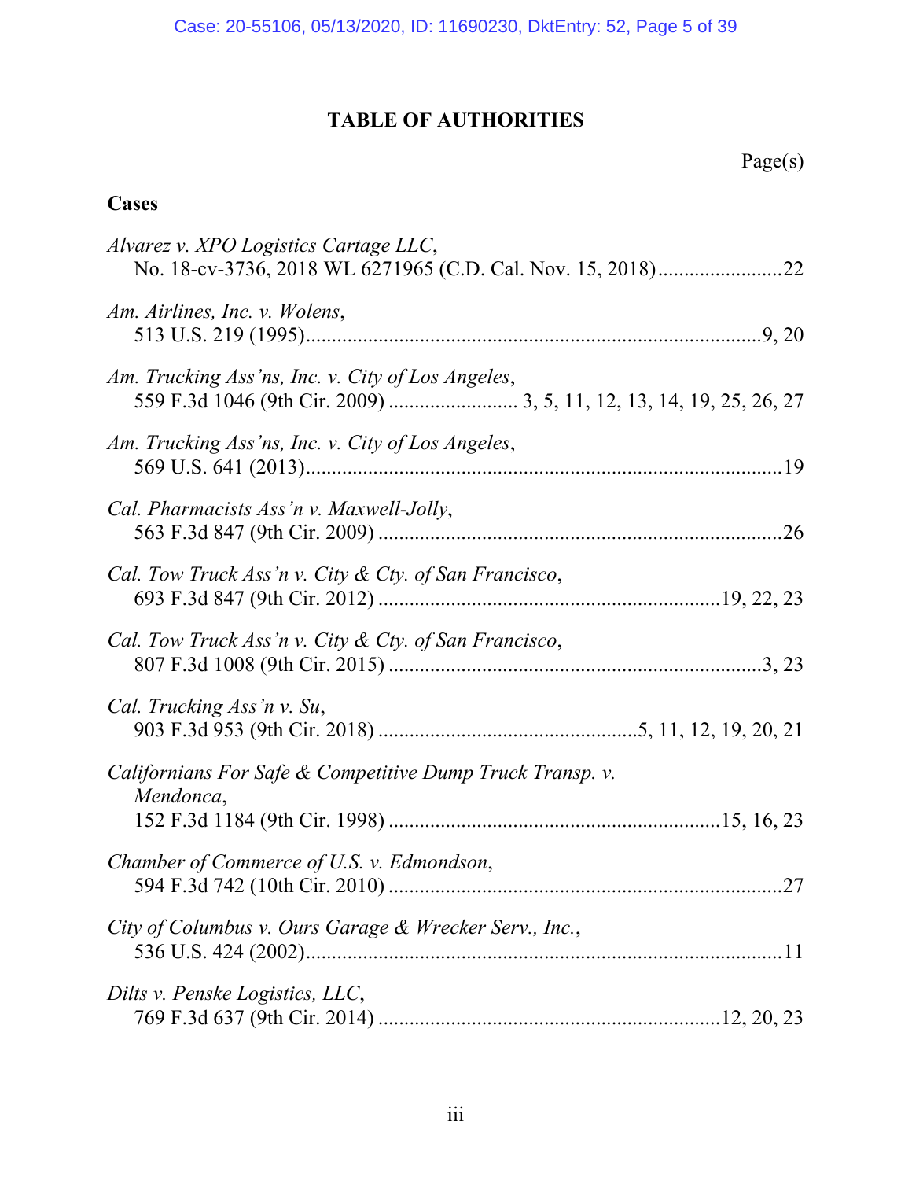# TABLE OF AUTHORITIES

Page(s)

## Cases

*Alvarez v. XPO Logistics Cartage LLC*,
No. 18-cv-3736, 2018 WL 6271965 (C.D. Cal. Nov. 15, 2018) ........................22

*Am. Airlines, Inc. v. Wolens*,
513 U.S. 219 (1995) ........................................................................................9, 20

*Am. Trucking Ass'ns, Inc. v. City of Los Angeles*,
559 F.3d 1046 (9th Cir. 2009) ......................... 3, 5, 11, 12, 13, 14, 19, 25, 26, 27

*Am. Trucking Ass'ns, Inc. v. City of Los Angeles*,
569 U.S. 641 (2013) ...........................................................................................19

*Cal. Pharmacists Ass'n v. Maxwell-Jolly*,
563 F.3d 847 (9th Cir. 2009) ..............................................................................26

*Cal. Tow Truck Ass'n v. City & Cty. of San Francisco*,
693 F.3d 847 (9th Cir. 2012) .................................................................19, 22, 23

*Cal. Tow Truck Ass'n v. City & Cty. of San Francisco*,
807 F.3d 1008 (9th Cir. 2015) ........................................................................3, 23

*Cal. Trucking Ass'n v. Su*,
903 F.3d 953 (9th Cir. 2018) .................................................5, 11, 12, 19, 20, 21

*Californians For Safe & Competitive Dump Truck Transp. v. Mendonca*,
152 F.3d 1184 (9th Cir. 1998) ...............................................................15, 16, 23

*Chamber of Commerce of U.S. v. Edmondson*,
594 F.3d 742 (10th Cir. 2010) ............................................................................27

*City of Columbus v. Ours Garage & Wrecker Serv., Inc.*,
536 U.S. 424 (2002) ...........................................................................................11

*Dilts v. Penske Logistics, LLC*,
769 F.3d 637 (9th Cir. 2014) .................................................................12, 20, 23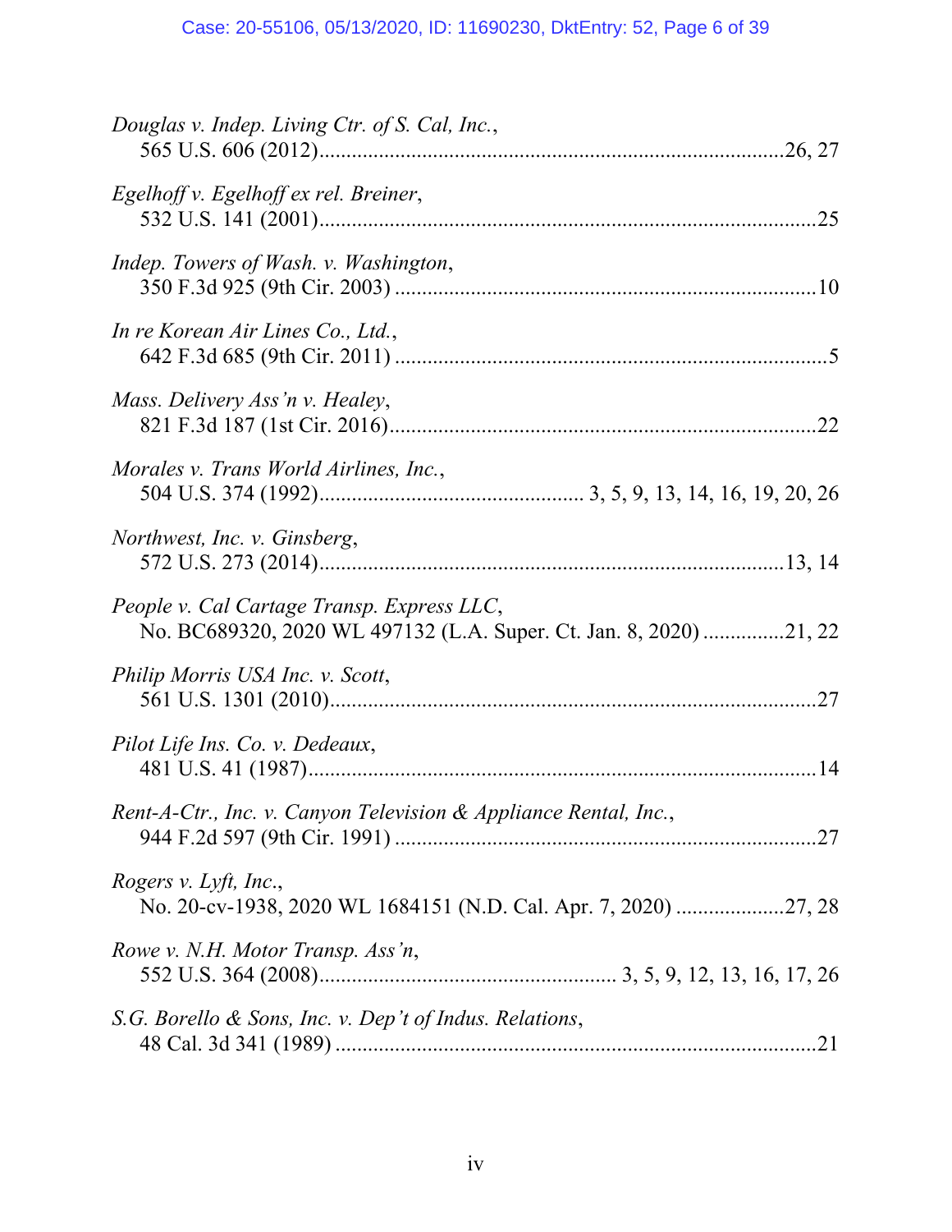*Douglas v. Indep. Living Ctr. of S. Cal, Inc.*,
565 U.S. 606 (2012)....................................................................................26, 27

*Egelhoff v. Egelhoff ex rel. Breiner*,
532 U.S. 141 (2001)..........................................................................................25

*Indep. Towers of Wash. v. Washington*,
350 F.3d 925 (9th Cir. 2003) .............................................................................10

*In re Korean Air Lines Co., Ltd.*,
642 F.3d 685 (9th Cir. 2011) ...............................................................................5

*Mass. Delivery Ass'n v. Healey*,
821 F.3d 187 (1st Cir. 2016)..............................................................................22

*Morales v. Trans World Airlines, Inc.*,
504 U.S. 374 (1992)............................................... 3, 5, 9, 13, 14, 16, 19, 20, 26

*Northwest, Inc. v. Ginsberg*,
572 U.S. 273 (2014)....................................................................................13, 14

*People v. Cal Cartage Transp. Express LLC*,
No. BC689320, 2020 WL 497132 (L.A. Super. Ct. Jan. 8, 2020) ...............21, 22

*Philip Morris USA Inc. v. Scott*,
561 U.S. 1301 (2010)........................................................................................27

*Pilot Life Ins. Co. v. Dedeaux*,
481 U.S. 41 (1987)............................................................................................14

*Rent-A-Ctr., Inc. v. Canyon Television & Appliance Rental, Inc.*,
944 F.2d 597 (9th Cir. 1991) .............................................................................27

*Rogers v. Lyft, Inc.*,
No. 20-cv-1938, 2020 WL 1684151 (N.D. Cal. Apr. 7, 2020) ....................27, 28

*Rowe v. N.H. Motor Transp. Ass'n*,
552 U.S. 364 (2008)...................................................... 3, 5, 9, 12, 13, 16, 17, 26

*S.G. Borello & Sons, Inc. v. Dep't of Indus. Relations*,
48 Cal. 3d 341 (1989) ........................................................................................21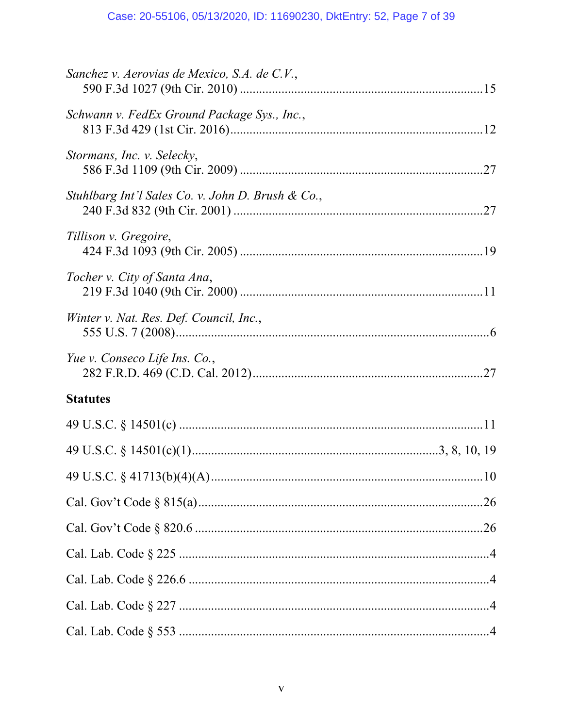*Sanchez v. Aerovias de Mexico, S.A. de C.V.*,
590 F.3d 1027 (9th Cir. 2010) ....................................................................15

*Schwann v. FedEx Ground Package Sys., Inc.*,
813 F.3d 429 (1st Cir. 2016)......................................................................12

*Stormans, Inc. v. Selecky*,
586 F.3d 1109 (9th Cir. 2009) ....................................................................27

*Stuhlbarg Int'l Sales Co. v. John D. Brush & Co.*,
240 F.3d 832 (9th Cir. 2001) ......................................................................27

*Tillison v. Gregoire*,
424 F.3d 1093 (9th Cir. 2005) ....................................................................19

*Tocher v. City of Santa Ana*,
219 F.3d 1040 (9th Cir. 2000) ....................................................................11

*Winter v. Nat. Res. Def. Council, Inc.*,
555 U.S. 7 (2008)..........................................................................................6

*Yue v. Conseco Life Ins. Co.*,
282 F.R.D. 469 (C.D. Cal. 2012)...............................................................27

**Statutes**

49 U.S.C. § 14501(c) .......................................................................................11

49 U.S.C. § 14501(c)(1)...................................................................3, 8, 10, 19

49 U.S.C. § 41713(b)(4)(A)..............................................................................10

Cal. Gov't Code § 815(a)..................................................................................26

Cal. Gov't Code § 820.6 ...................................................................................26

Cal. Lab. Code § 225 ..........................................................................................4

Cal. Lab. Code § 226.6 .......................................................................................4

Cal. Lab. Code § 227 ..........................................................................................4

Cal. Lab. Code § 553 ..........................................................................................4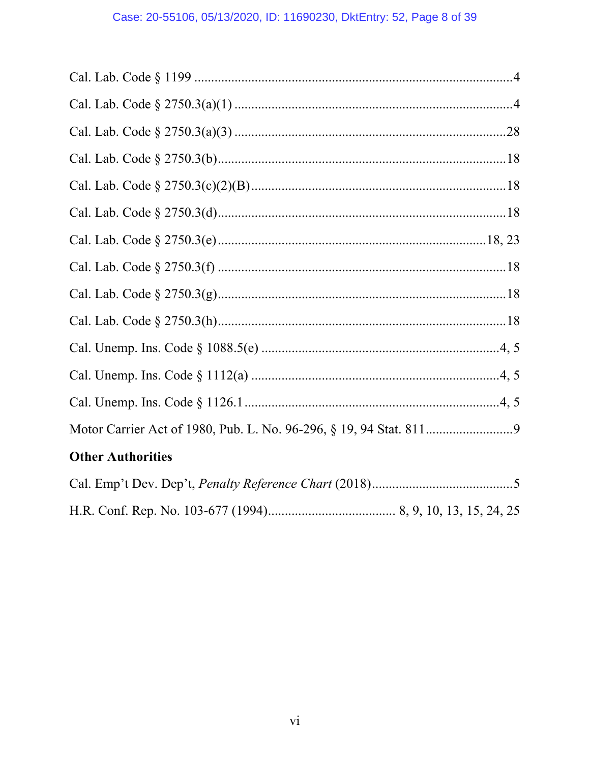Cal. Lab. Code § 1199 ..........................................................................................4

Cal. Lab. Code § 2750.3(a)(1) ..................................................................................4

Cal. Lab. Code § 2750.3(a)(3) ................................................................................28

Cal. Lab. Code § 2750.3(b)....................................................................................18

Cal. Lab. Code § 2750.3(c)(2)(B) ...........................................................................18

Cal. Lab. Code § 2750.3(d)....................................................................................18

Cal. Lab. Code § 2750.3(e)...............................................................................18, 23

Cal. Lab. Code § 2750.3(f) .....................................................................................18

Cal. Lab. Code § 2750.3(g)....................................................................................18

Cal. Lab. Code § 2750.3(h)....................................................................................18

Cal. Unemp. Ins. Code § 1088.5(e) ......................................................................4, 5

Cal. Unemp. Ins. Code § 1112(a) .........................................................................4, 5

Cal. Unemp. Ins. Code § 1126.1 ...........................................................................4, 5

Motor Carrier Act of 1980, Pub. L. No. 96-296, § 19, 94 Stat. 811..........................9

**Other Authorities**

Cal. Emp't Dev. Dep't, *Penalty Reference Chart* (2018)..........................................5

H.R. Conf. Rep. No. 103-677 (1994)..................................... 8, 9, 10, 13, 15, 24, 25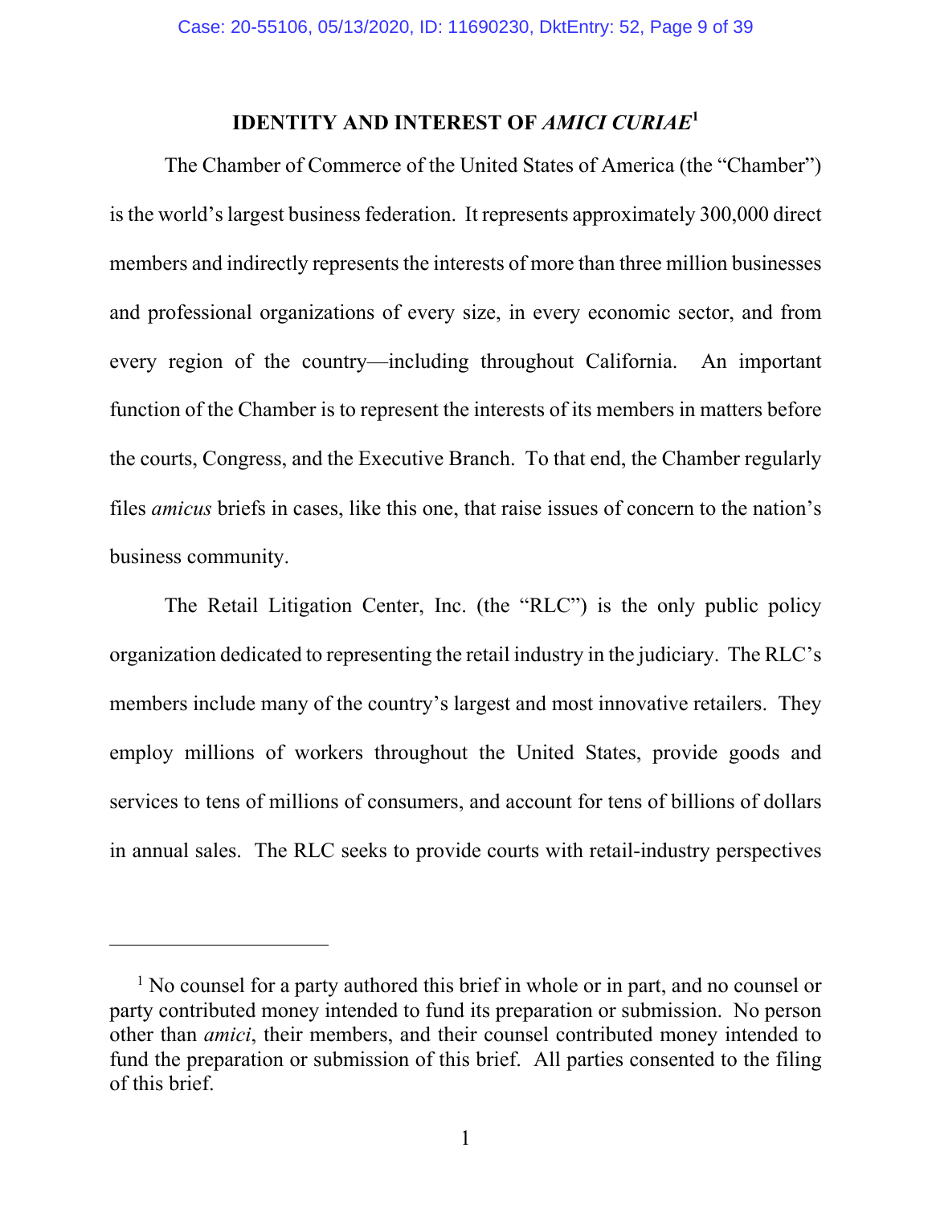## IDENTITY AND INTEREST OF *AMICI CURIAE*[1]

The Chamber of Commerce of the United States of America (the "Chamber") is the world's largest business federation. It represents approximately 300,000 direct members and indirectly represents the interests of more than three million businesses and professional organizations of every size, in every economic sector, and from every region of the country—including throughout California. An important function of the Chamber is to represent the interests of its members in matters before the courts, Congress, and the Executive Branch. To that end, the Chamber regularly files *amicus* briefs in cases, like this one, that raise issues of concern to the nation's business community.

The Retail Litigation Center, Inc. (the "RLC") is the only public policy organization dedicated to representing the retail industry in the judiciary. The RLC's members include many of the country's largest and most innovative retailers. They employ millions of workers throughout the United States, provide goods and services to tens of millions of consumers, and account for tens of billions of dollars in annual sales. The RLC seeks to provide courts with retail-industry perspectives

[1] No counsel for a party authored this brief in whole or in part, and no counsel or party contributed money intended to fund its preparation or submission. No person other than *amici*, their members, and their counsel contributed money intended to fund the preparation or submission of this brief. All parties consented to the filing of this brief.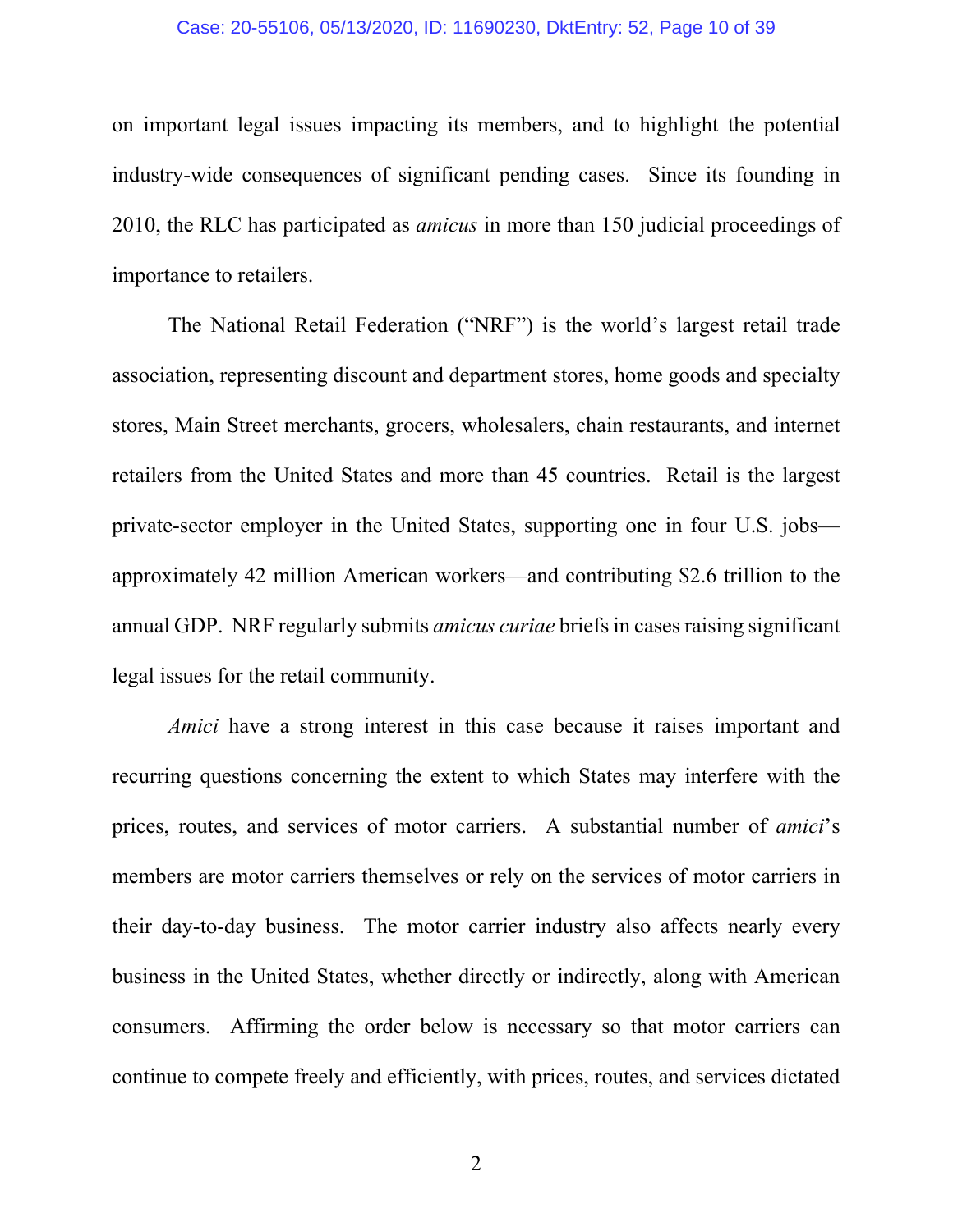on important legal issues impacting its members, and to highlight the potential industry-wide consequences of significant pending cases. Since its founding in 2010, the RLC has participated as *amicus* in more than 150 judicial proceedings of importance to retailers.

The National Retail Federation ("NRF") is the world's largest retail trade association, representing discount and department stores, home goods and specialty stores, Main Street merchants, grocers, wholesalers, chain restaurants, and internet retailers from the United States and more than 45 countries. Retail is the largest private-sector employer in the United States, supporting one in four U.S. jobs—approximately 42 million American workers—and contributing $2.6 trillion to the annual GDP. NRF regularly submits *amicus curiae* briefs in cases raising significant legal issues for the retail community.

*Amici* have a strong interest in this case because it raises important and recurring questions concerning the extent to which States may interfere with the prices, routes, and services of motor carriers. A substantial number of *amici*'s members are motor carriers themselves or rely on the services of motor carriers in their day-to-day business. The motor carrier industry also affects nearly every business in the United States, whether directly or indirectly, along with American consumers. Affirming the order below is necessary so that motor carriers can continue to compete freely and efficiently, with prices, routes, and services dictated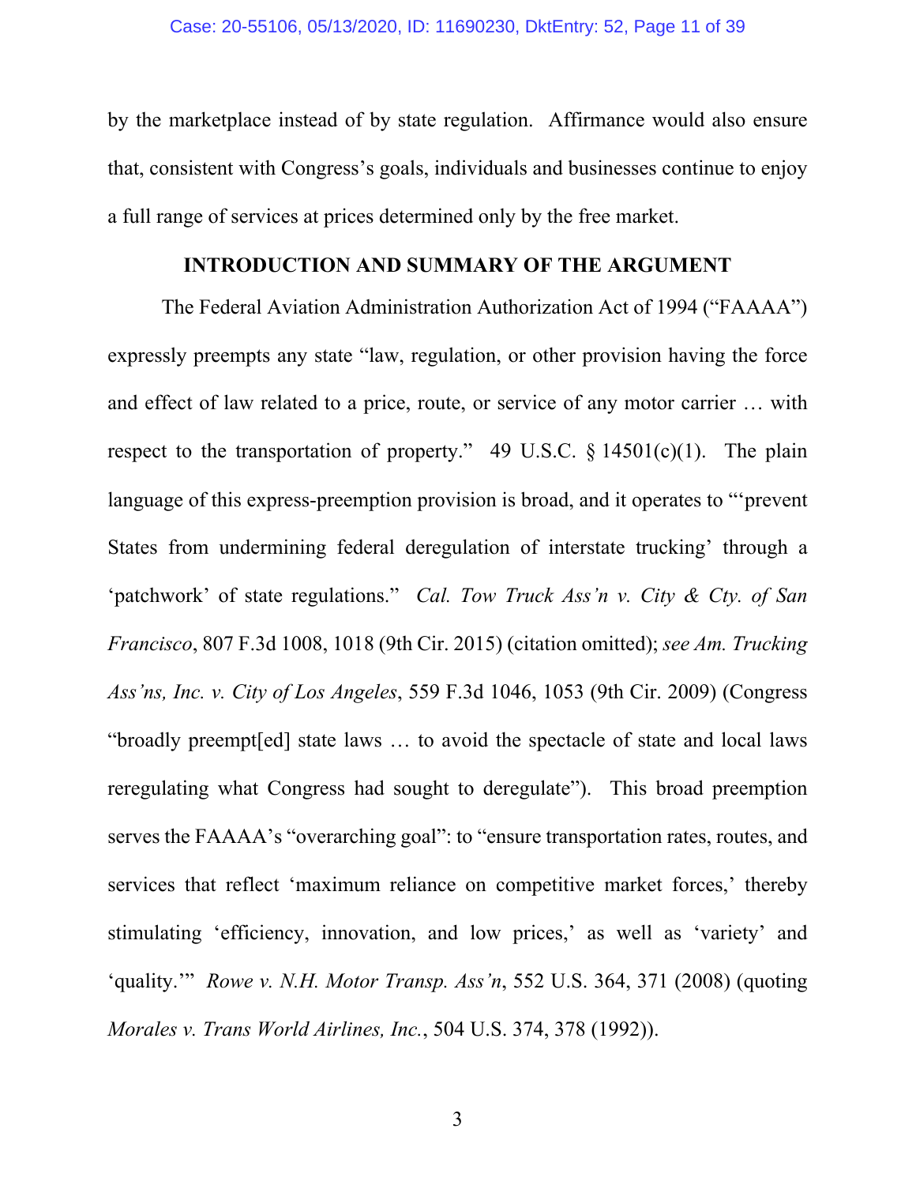by the marketplace instead of by state regulation. Affirmance would also ensure that, consistent with Congress's goals, individuals and businesses continue to enjoy a full range of services at prices determined only by the free market.

## INTRODUCTION AND SUMMARY OF THE ARGUMENT

The Federal Aviation Administration Authorization Act of 1994 ("FAAAA") expressly preempts any state "law, regulation, or other provision having the force and effect of law related to a price, route, or service of any motor carrier … with respect to the transportation of property." 49 U.S.C. § 14501(c)(1). The plain language of this express-preemption provision is broad, and it operates to "'prevent States from undermining federal deregulation of interstate trucking' through a 'patchwork' of state regulations." *Cal. Tow Truck Ass'n v. City & Cty. of San Francisco*, 807 F.3d 1008, 1018 (9th Cir. 2015) (citation omitted); *see Am. Trucking Ass'ns, Inc. v. City of Los Angeles*, 559 F.3d 1046, 1053 (9th Cir. 2009) (Congress "broadly preempt[ed] state laws … to avoid the spectacle of state and local laws reregulating what Congress had sought to deregulate"). This broad preemption serves the FAAAA's "overarching goal": to "ensure transportation rates, routes, and services that reflect 'maximum reliance on competitive market forces,' thereby stimulating 'efficiency, innovation, and low prices,' as well as 'variety' and 'quality.'" *Rowe v. N.H. Motor Transp. Ass'n*, 552 U.S. 364, 371 (2008) (quoting *Morales v. Trans World Airlines, Inc.*, 504 U.S. 374, 378 (1992)).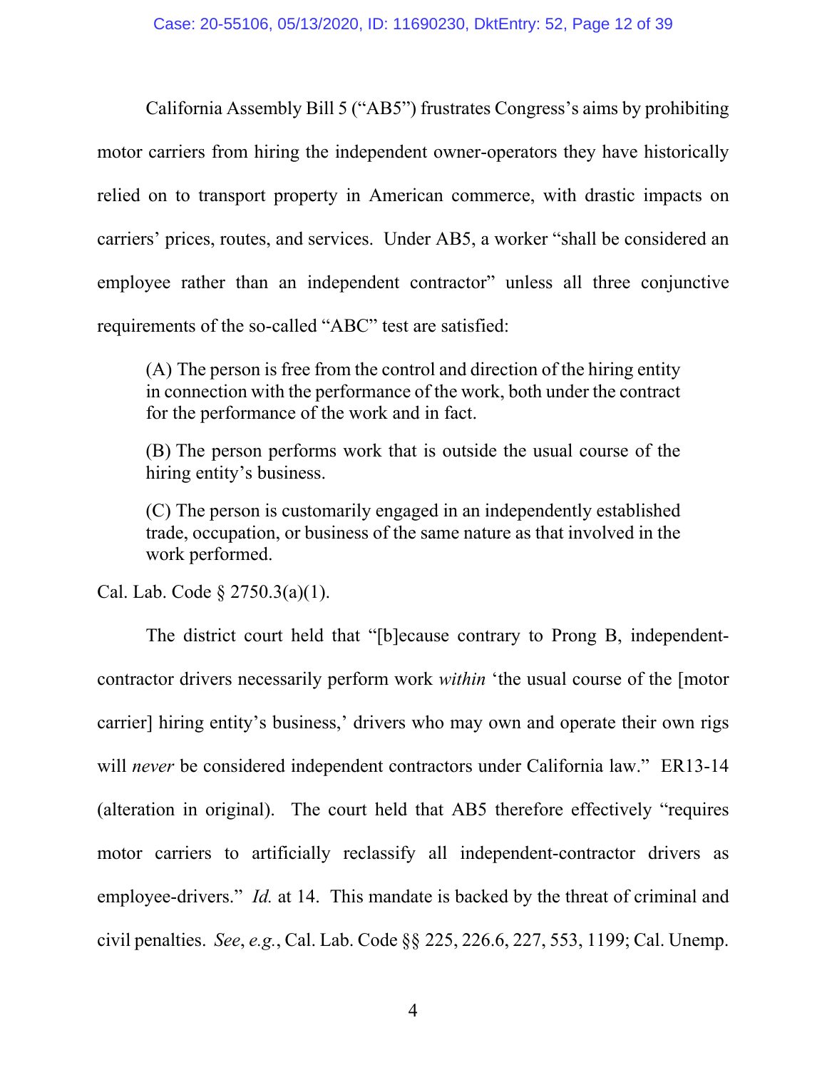California Assembly Bill 5 ("AB5") frustrates Congress's aims by prohibiting motor carriers from hiring the independent owner-operators they have historically relied on to transport property in American commerce, with drastic impacts on carriers' prices, routes, and services. Under AB5, a worker "shall be considered an employee rather than an independent contractor" unless all three conjunctive requirements of the so-called "ABC" test are satisfied:

> (A) The person is free from the control and direction of the hiring entity in connection with the performance of the work, both under the contract for the performance of the work and in fact.
>
> (B) The person performs work that is outside the usual course of the hiring entity's business.
>
> (C) The person is customarily engaged in an independently established trade, occupation, or business of the same nature as that involved in the work performed.

Cal. Lab. Code § 2750.3(a)(1).

The district court held that "[b]ecause contrary to Prong B, independent-contractor drivers necessarily perform work *within* 'the usual course of the [motor carrier] hiring entity's business,' drivers who may own and operate their own rigs will *never* be considered independent contractors under California law." ER13-14 (alteration in original). The court held that AB5 therefore effectively "requires motor carriers to artificially reclassify all independent-contractor drivers as employee-drivers." *Id.* at 14. This mandate is backed by the threat of criminal and civil penalties. *See*, *e.g.*, Cal. Lab. Code §§ 225, 226.6, 227, 553, 1199; Cal. Unemp.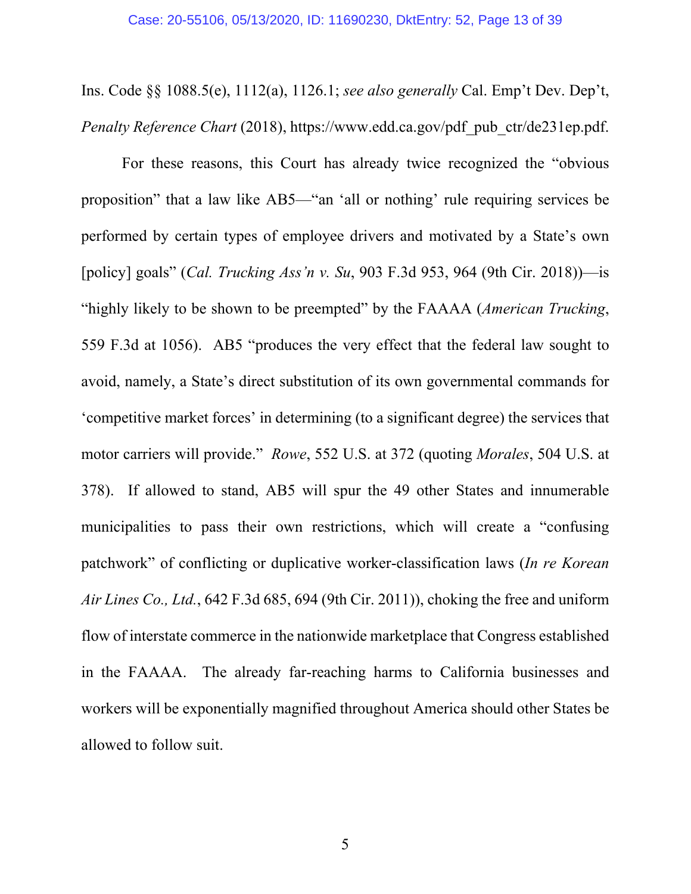Ins. Code §§ 1088.5(e), 1112(a), 1126.1; *see also generally* Cal. Emp't Dev. Dep't, *Penalty Reference Chart* (2018), https://www.edd.ca.gov/pdf_pub_ctr/de231ep.pdf.

For these reasons, this Court has already twice recognized the "obvious proposition" that a law like AB5—"an 'all or nothing' rule requiring services be performed by certain types of employee drivers and motivated by a State's own [policy] goals" (*Cal. Trucking Ass'n v. Su*, 903 F.3d 953, 964 (9th Cir. 2018))—is "highly likely to be shown to be preempted" by the FAAAA (*American Trucking*, 559 F.3d at 1056). AB5 "produces the very effect that the federal law sought to avoid, namely, a State's direct substitution of its own governmental commands for 'competitive market forces' in determining (to a significant degree) the services that motor carriers will provide." *Rowe*, 552 U.S. at 372 (quoting *Morales*, 504 U.S. at 378). If allowed to stand, AB5 will spur the 49 other States and innumerable municipalities to pass their own restrictions, which will create a "confusing patchwork" of conflicting or duplicative worker-classification laws (*In re Korean Air Lines Co., Ltd.*, 642 F.3d 685, 694 (9th Cir. 2011)), choking the free and uniform flow of interstate commerce in the nationwide marketplace that Congress established in the FAAAA. The already far-reaching harms to California businesses and workers will be exponentially magnified throughout America should other States be allowed to follow suit.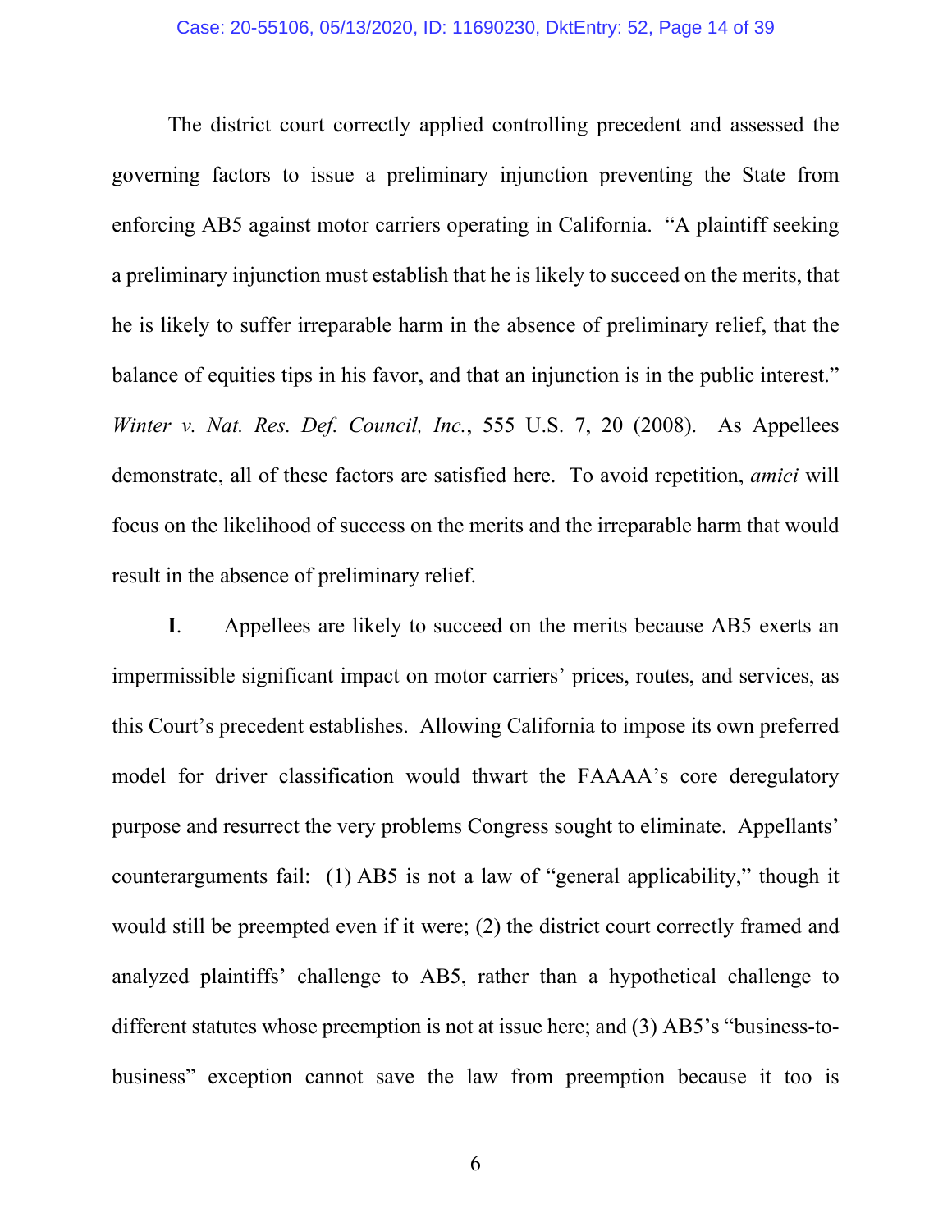The district court correctly applied controlling precedent and assessed the governing factors to issue a preliminary injunction preventing the State from enforcing AB5 against motor carriers operating in California. "A plaintiff seeking a preliminary injunction must establish that he is likely to succeed on the merits, that he is likely to suffer irreparable harm in the absence of preliminary relief, that the balance of equities tips in his favor, and that an injunction is in the public interest." *Winter v. Nat. Res. Def. Council, Inc.*, 555 U.S. 7, 20 (2008). As Appellees demonstrate, all of these factors are satisfied here. To avoid repetition, *amici* will focus on the likelihood of success on the merits and the irreparable harm that would result in the absence of preliminary relief.

**I**. Appellees are likely to succeed on the merits because AB5 exerts an impermissible significant impact on motor carriers' prices, routes, and services, as this Court's precedent establishes. Allowing California to impose its own preferred model for driver classification would thwart the FAAAA's core deregulatory purpose and resurrect the very problems Congress sought to eliminate. Appellants' counterarguments fail: (1) AB5 is not a law of "general applicability," though it would still be preempted even if it were; (2) the district court correctly framed and analyzed plaintiffs' challenge to AB5, rather than a hypothetical challenge to different statutes whose preemption is not at issue here; and (3) AB5's "business-to-business" exception cannot save the law from preemption because it too is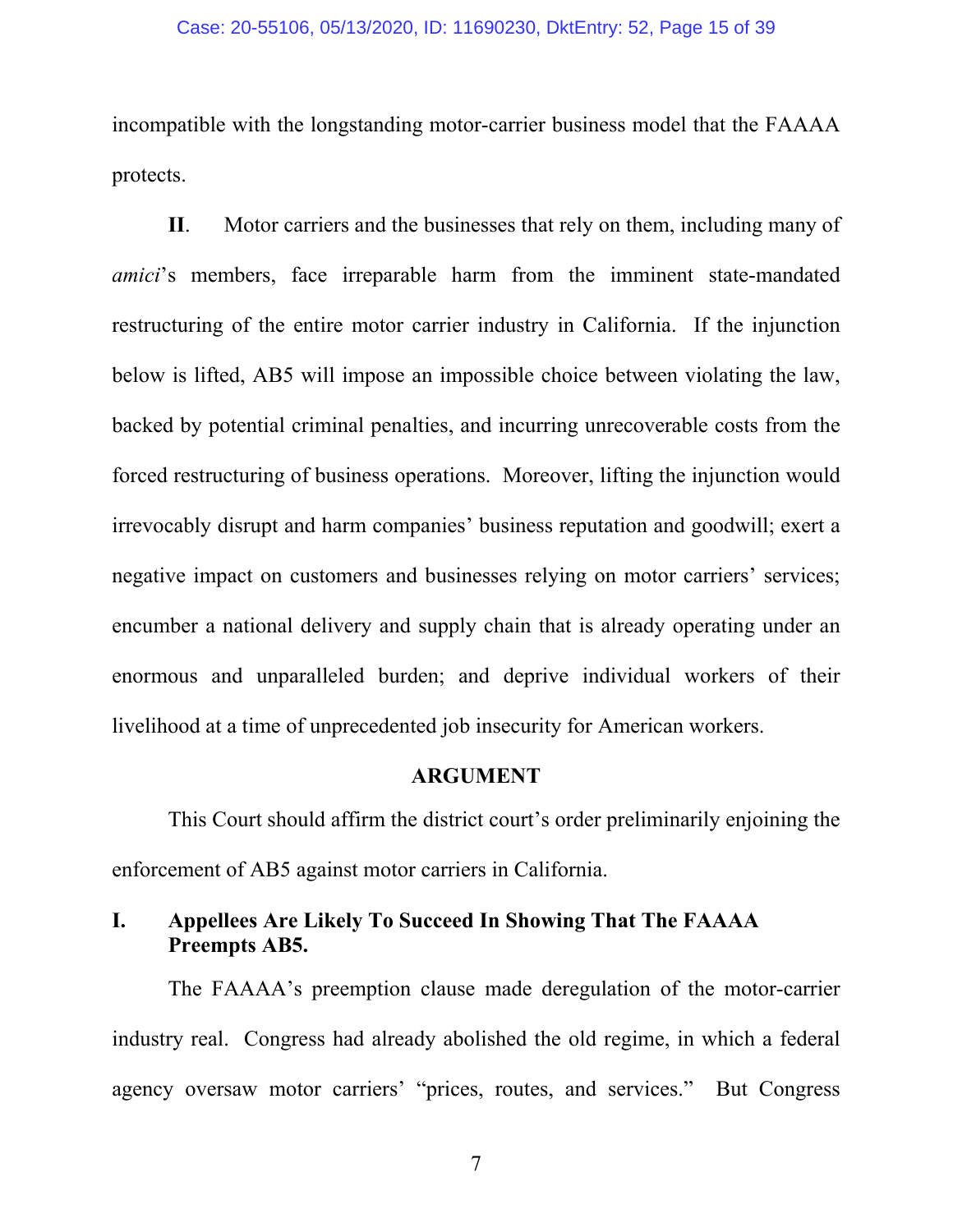incompatible with the longstanding motor-carrier business model that the FAAAA protects.

**II**. Motor carriers and the businesses that rely on them, including many of *amici*'s members, face irreparable harm from the imminent state-mandated restructuring of the entire motor carrier industry in California. If the injunction below is lifted, AB5 will impose an impossible choice between violating the law, backed by potential criminal penalties, and incurring unrecoverable costs from the forced restructuring of business operations. Moreover, lifting the injunction would irrevocably disrupt and harm companies' business reputation and goodwill; exert a negative impact on customers and businesses relying on motor carriers' services; encumber a national delivery and supply chain that is already operating under an enormous and unparalleled burden; and deprive individual workers of their livelihood at a time of unprecedented job insecurity for American workers.

## ARGUMENT

This Court should affirm the district court's order preliminarily enjoining the enforcement of AB5 against motor carriers in California.

### I. Appellees Are Likely To Succeed In Showing That The FAAAA Preempts AB5.

The FAAAA's preemption clause made deregulation of the motor-carrier industry real. Congress had already abolished the old regime, in which a federal agency oversaw motor carriers' "prices, routes, and services." But Congress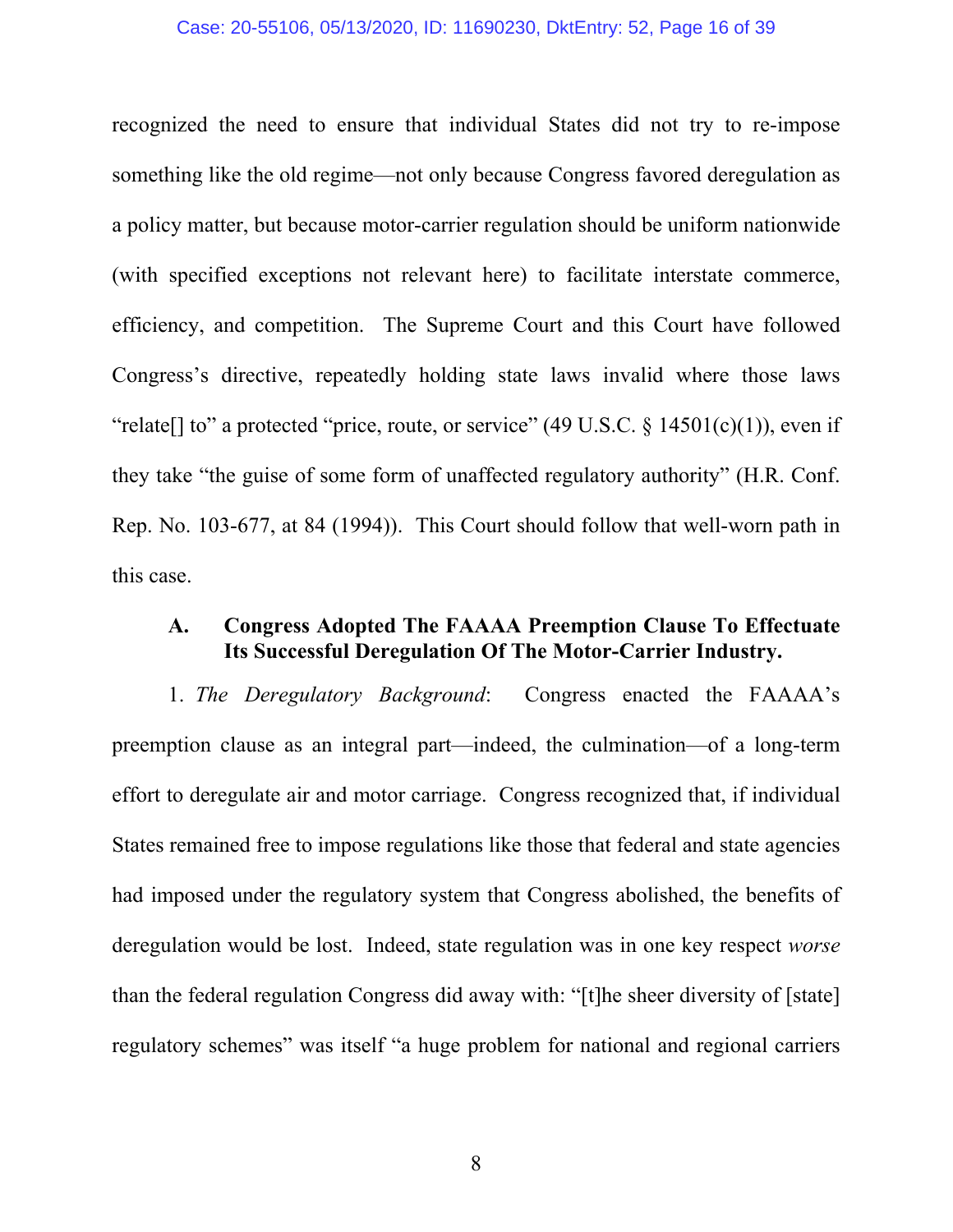recognized the need to ensure that individual States did not try to re-impose something like the old regime—not only because Congress favored deregulation as a policy matter, but because motor-carrier regulation should be uniform nationwide (with specified exceptions not relevant here) to facilitate interstate commerce, efficiency, and competition. The Supreme Court and this Court have followed Congress's directive, repeatedly holding state laws invalid where those laws "relate[] to" a protected "price, route, or service" (49 U.S.C. § 14501(c)(1)), even if they take "the guise of some form of unaffected regulatory authority" (H.R. Conf. Rep. No. 103-677, at 84 (1994)). This Court should follow that well-worn path in this case.

### A. Congress Adopted The FAAAA Preemption Clause To Effectuate Its Successful Deregulation Of The Motor-Carrier Industry.

1. *The Deregulatory Background*: Congress enacted the FAAAA's preemption clause as an integral part—indeed, the culmination—of a long-term effort to deregulate air and motor carriage. Congress recognized that, if individual States remained free to impose regulations like those that federal and state agencies had imposed under the regulatory system that Congress abolished, the benefits of deregulation would be lost. Indeed, state regulation was in one key respect *worse* than the federal regulation Congress did away with: "[t]he sheer diversity of [state] regulatory schemes" was itself "a huge problem for national and regional carriers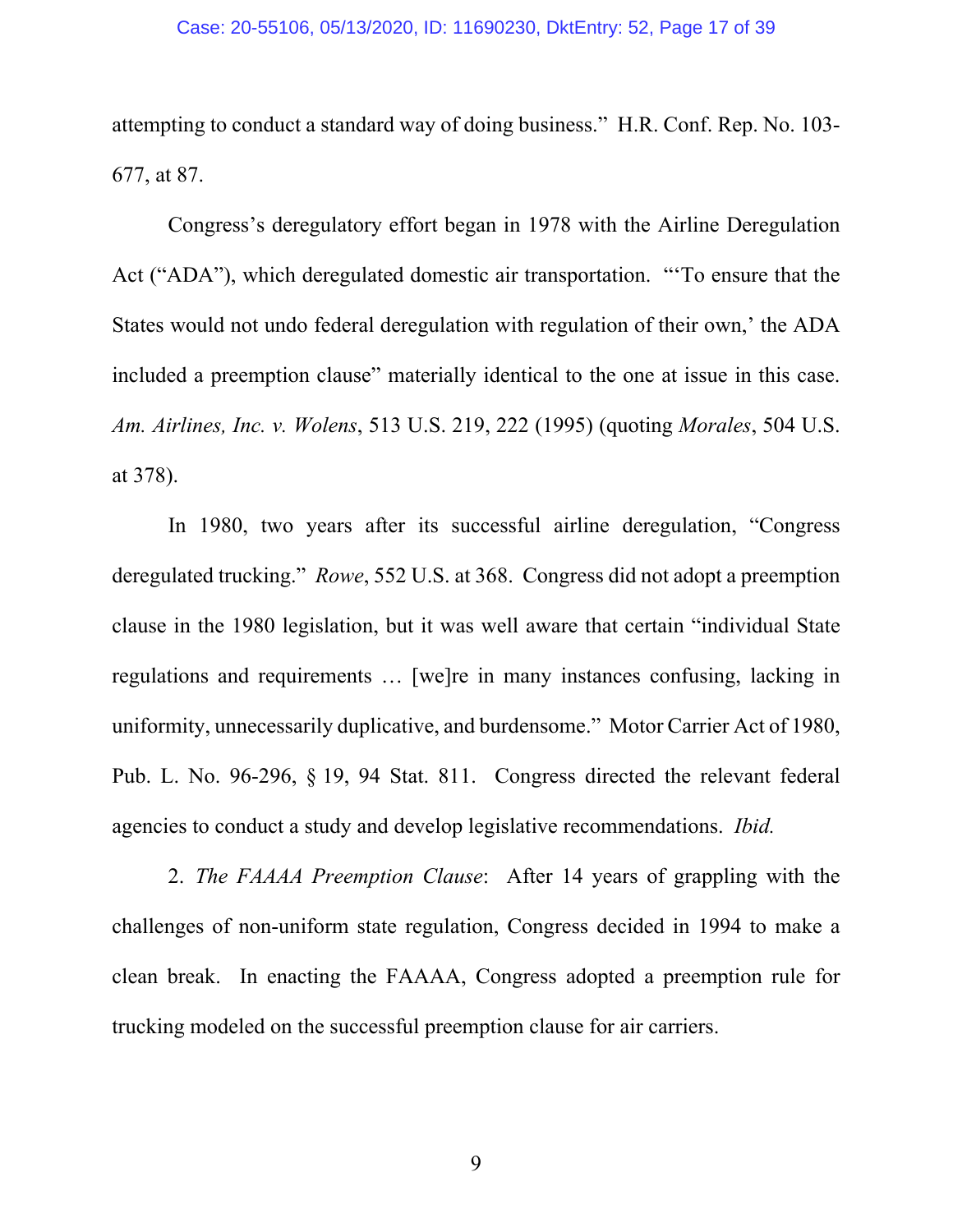attempting to conduct a standard way of doing business." H.R. Conf. Rep. No. 103-677, at 87.

Congress's deregulatory effort began in 1978 with the Airline Deregulation Act ("ADA"), which deregulated domestic air transportation. "'To ensure that the States would not undo federal deregulation with regulation of their own,' the ADA included a preemption clause" materially identical to the one at issue in this case. *Am. Airlines, Inc. v. Wolens*, 513 U.S. 219, 222 (1995) (quoting *Morales*, 504 U.S. at 378).

In 1980, two years after its successful airline deregulation, "Congress deregulated trucking." *Rowe*, 552 U.S. at 368. Congress did not adopt a preemption clause in the 1980 legislation, but it was well aware that certain "individual State regulations and requirements … [we]re in many instances confusing, lacking in uniformity, unnecessarily duplicative, and burdensome." Motor Carrier Act of 1980, Pub. L. No. 96-296, § 19, 94 Stat. 811. Congress directed the relevant federal agencies to conduct a study and develop legislative recommendations. *Ibid.*

2. *The FAAAA Preemption Clause*: After 14 years of grappling with the challenges of non-uniform state regulation, Congress decided in 1994 to make a clean break. In enacting the FAAAA, Congress adopted a preemption rule for trucking modeled on the successful preemption clause for air carriers.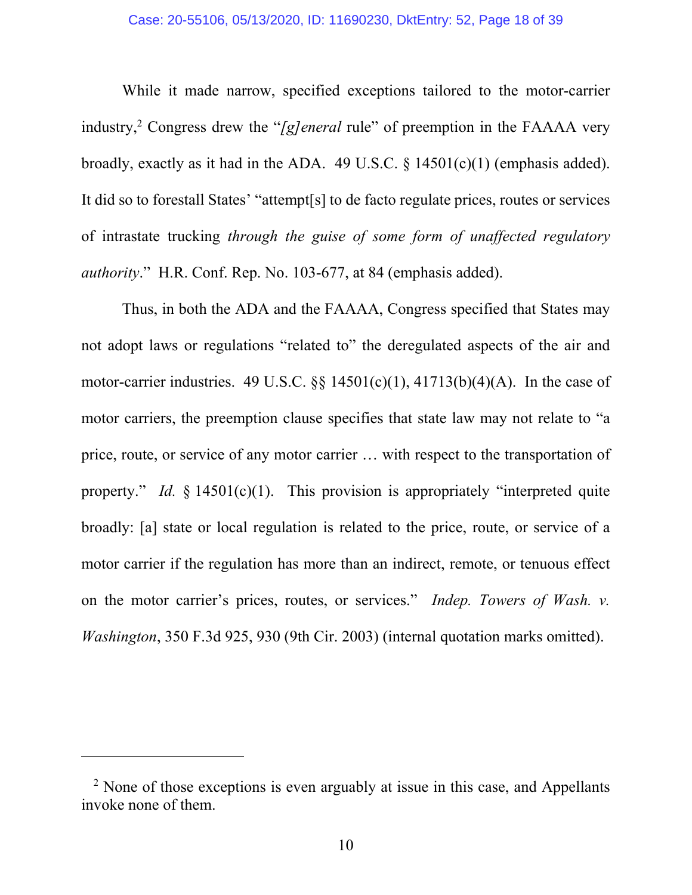While it made narrow, specified exceptions tailored to the motor-carrier industry,[2] Congress drew the "*[g]eneral* rule" of preemption in the FAAAA very broadly, exactly as it had in the ADA. 49 U.S.C. § 14501(c)(1) (emphasis added). It did so to forestall States' "attempt[s] to de facto regulate prices, routes or services of intrastate trucking *through the guise of some form of unaffected regulatory authority*." H.R. Conf. Rep. No. 103-677, at 84 (emphasis added).

Thus, in both the ADA and the FAAAA, Congress specified that States may not adopt laws or regulations "related to" the deregulated aspects of the air and motor-carrier industries. 49 U.S.C. §§ 14501(c)(1), 41713(b)(4)(A). In the case of motor carriers, the preemption clause specifies that state law may not relate to "a price, route, or service of any motor carrier … with respect to the transportation of property." *Id.* § 14501(c)(1). This provision is appropriately "interpreted quite broadly: [a] state or local regulation is related to the price, route, or service of a motor carrier if the regulation has more than an indirect, remote, or tenuous effect on the motor carrier's prices, routes, or services." *Indep. Towers of Wash. v. Washington*, 350 F.3d 925, 930 (9th Cir. 2003) (internal quotation marks omitted).

---

[2] None of those exceptions is even arguably at issue in this case, and Appellants invoke none of them.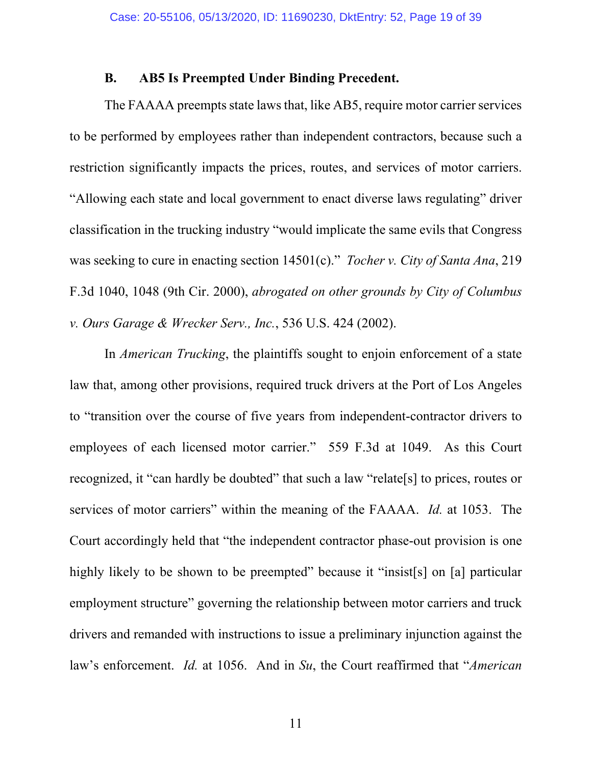### B. AB5 Is Preempted Under Binding Precedent.

The FAAAA preempts state laws that, like AB5, require motor carrier services to be performed by employees rather than independent contractors, because such a restriction significantly impacts the prices, routes, and services of motor carriers. "Allowing each state and local government to enact diverse laws regulating" driver classification in the trucking industry "would implicate the same evils that Congress was seeking to cure in enacting section 14501(c)." *Tocher v. City of Santa Ana*, 219 F.3d 1040, 1048 (9th Cir. 2000), *abrogated on other grounds by City of Columbus v. Ours Garage & Wrecker Serv., Inc.*, 536 U.S. 424 (2002).

In *American Trucking*, the plaintiffs sought to enjoin enforcement of a state law that, among other provisions, required truck drivers at the Port of Los Angeles to "transition over the course of five years from independent-contractor drivers to employees of each licensed motor carrier." 559 F.3d at 1049. As this Court recognized, it "can hardly be doubted" that such a law "relate[s] to prices, routes or services of motor carriers" within the meaning of the FAAAA. *Id.* at 1053. The Court accordingly held that "the independent contractor phase-out provision is one highly likely to be shown to be preempted" because it "insist[s] on [a] particular employment structure" governing the relationship between motor carriers and truck drivers and remanded with instructions to issue a preliminary injunction against the law's enforcement. *Id.* at 1056. And in *Su*, the Court reaffirmed that "*American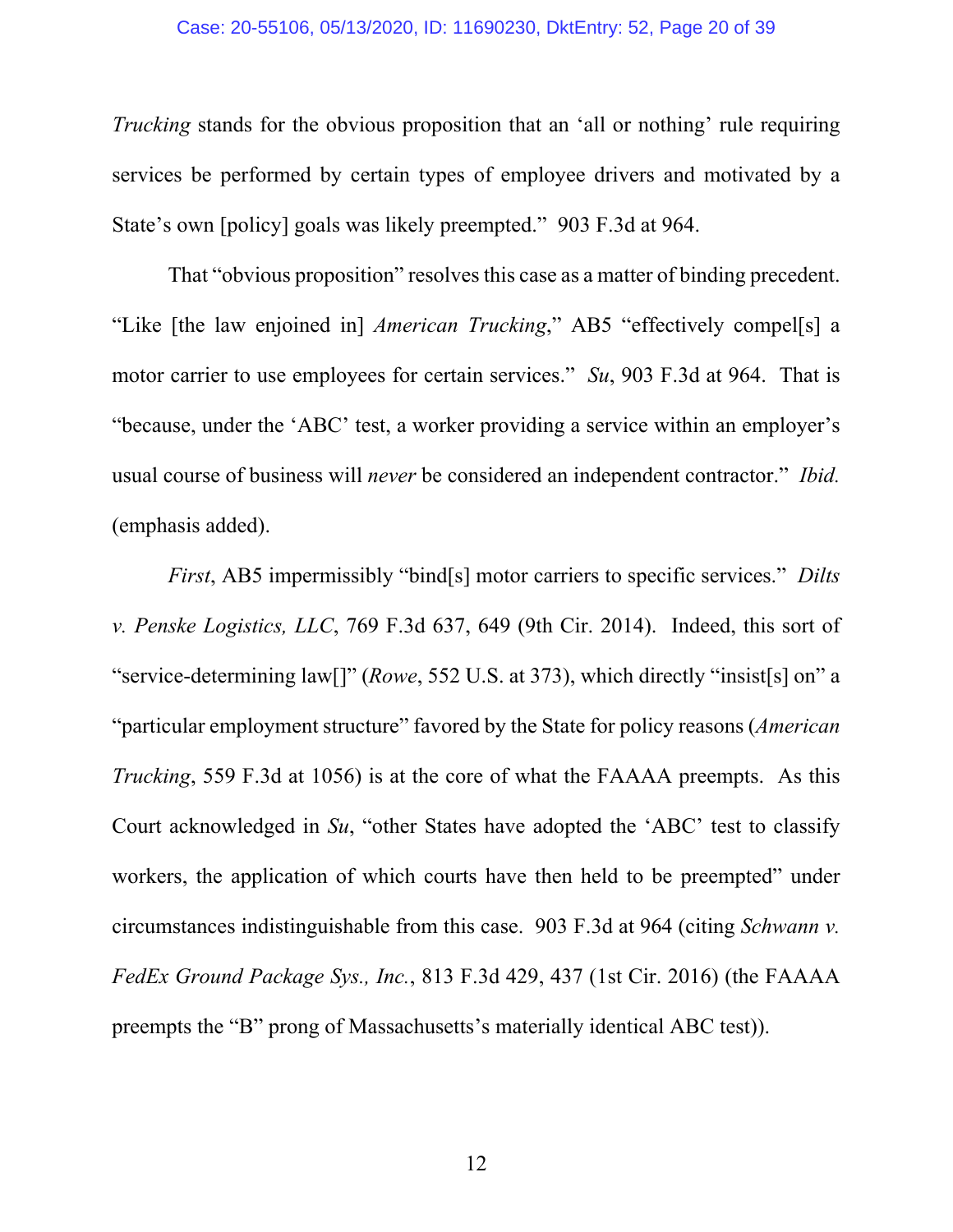*Trucking* stands for the obvious proposition that an 'all or nothing' rule requiring services be performed by certain types of employee drivers and motivated by a State's own [policy] goals was likely preempted." 903 F.3d at 964.

That "obvious proposition" resolves this case as a matter of binding precedent. "Like [the law enjoined in] *American Trucking*," AB5 "effectively compel[s] a motor carrier to use employees for certain services." *Su*, 903 F.3d at 964. That is "because, under the 'ABC' test, a worker providing a service within an employer's usual course of business will *never* be considered an independent contractor." *Ibid.* (emphasis added).

*First*, AB5 impermissibly "bind[s] motor carriers to specific services." *Dilts v. Penske Logistics, LLC*, 769 F.3d 637, 649 (9th Cir. 2014). Indeed, this sort of "service-determining law[]" (*Rowe*, 552 U.S. at 373), which directly "insist[s] on" a "particular employment structure" favored by the State for policy reasons (*American Trucking*, 559 F.3d at 1056) is at the core of what the FAAAA preempts. As this Court acknowledged in *Su*, "other States have adopted the 'ABC' test to classify workers, the application of which courts have then held to be preempted" under circumstances indistinguishable from this case. 903 F.3d at 964 (citing *Schwann v. FedEx Ground Package Sys., Inc.*, 813 F.3d 429, 437 (1st Cir. 2016) (the FAAAA preempts the "B" prong of Massachusetts's materially identical ABC test)).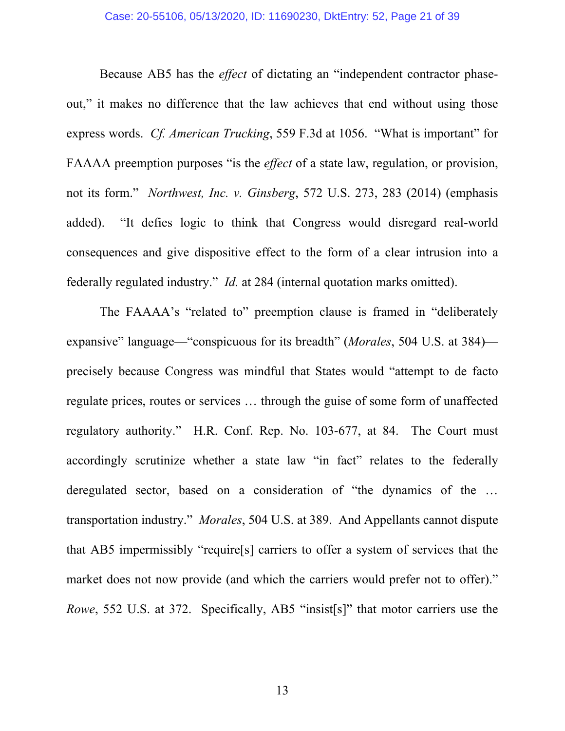Because AB5 has the *effect* of dictating an "independent contractor phase-out," it makes no difference that the law achieves that end without using those express words. *Cf. American Trucking*, 559 F.3d at 1056. "What is important" for FAAAA preemption purposes "is the *effect* of a state law, regulation, or provision, not its form." *Northwest, Inc. v. Ginsberg*, 572 U.S. 273, 283 (2014) (emphasis added). "It defies logic to think that Congress would disregard real-world consequences and give dispositive effect to the form of a clear intrusion into a federally regulated industry." *Id.* at 284 (internal quotation marks omitted).

The FAAAA's "related to" preemption clause is framed in "deliberately expansive" language—"conspicuous for its breadth" (*Morales*, 504 U.S. at 384)—precisely because Congress was mindful that States would "attempt to de facto regulate prices, routes or services … through the guise of some form of unaffected regulatory authority." H.R. Conf. Rep. No. 103-677, at 84. The Court must accordingly scrutinize whether a state law "in fact" relates to the federally deregulated sector, based on a consideration of "the dynamics of the … transportation industry." *Morales*, 504 U.S. at 389. And Appellants cannot dispute that AB5 impermissibly "require[s] carriers to offer a system of services that the market does not now provide (and which the carriers would prefer not to offer)." *Rowe*, 552 U.S. at 372. Specifically, AB5 "insist[s]" that motor carriers use the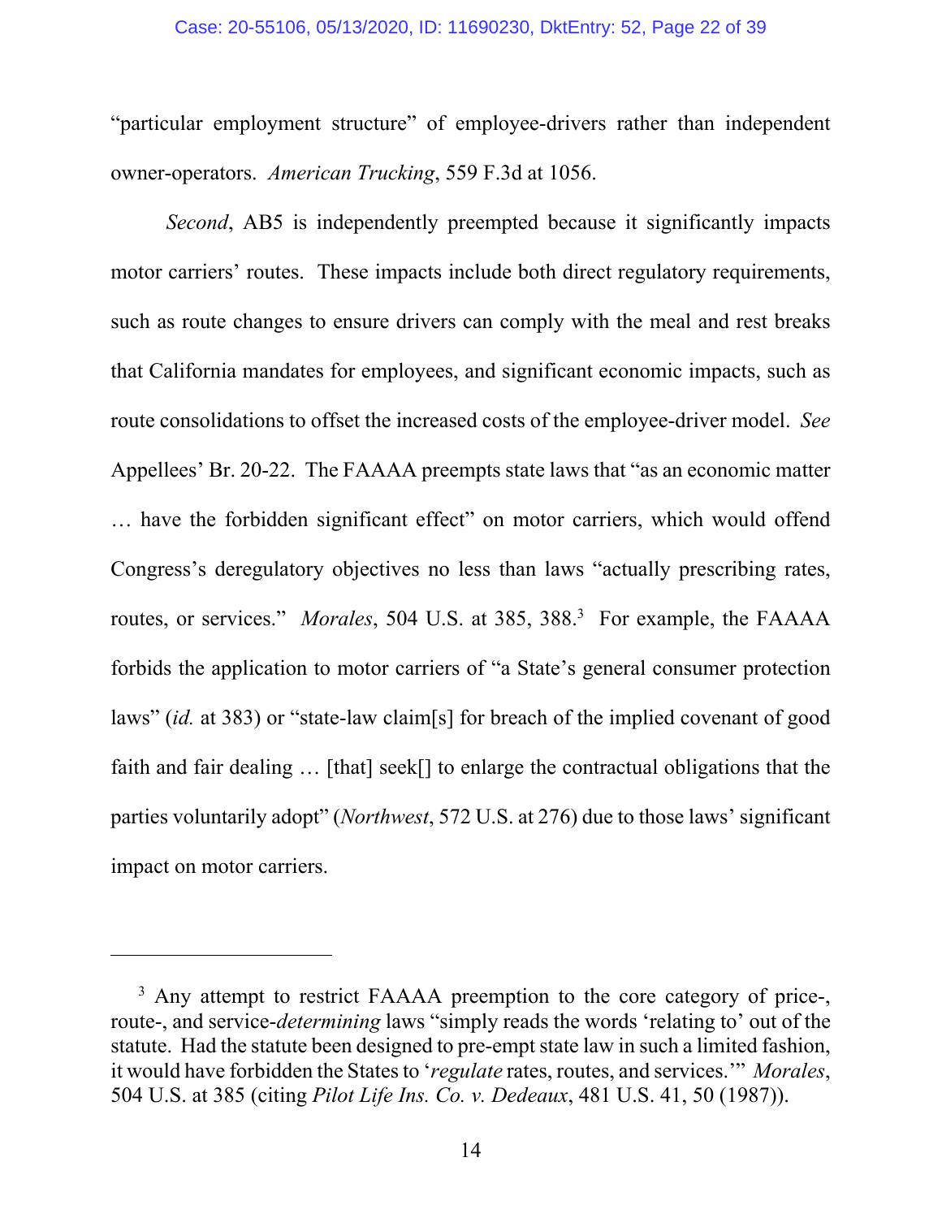"particular employment structure" of employee-drivers rather than independent owner-operators. *American Trucking*, 559 F.3d at 1056.

*Second*, AB5 is independently preempted because it significantly impacts motor carriers' routes. These impacts include both direct regulatory requirements, such as route changes to ensure drivers can comply with the meal and rest breaks that California mandates for employees, and significant economic impacts, such as route consolidations to offset the increased costs of the employee-driver model. *See* Appellees' Br. 20-22. The FAAAA preempts state laws that "as an economic matter … have the forbidden significant effect" on motor carriers, which would offend Congress's deregulatory objectives no less than laws "actually prescribing rates, routes, or services." *Morales*, 504 U.S. at 385, 388.[3] For example, the FAAAA forbids the application to motor carriers of "a State's general consumer protection laws" (*id.* at 383) or "state-law claim[s] for breach of the implied covenant of good faith and fair dealing … [that] seek[] to enlarge the contractual obligations that the parties voluntarily adopt" (*Northwest*, 572 U.S. at 276) due to those laws' significant impact on motor carriers.

---

[3] Any attempt to restrict FAAAA preemption to the core category of price-, route-, and service-*determining* laws "simply reads the words 'relating to' out of the statute. Had the statute been designed to pre-empt state law in such a limited fashion, it would have forbidden the States to '*regulate* rates, routes, and services.'" *Morales*, 504 U.S. at 385 (citing *Pilot Life Ins. Co. v. Dedeaux*, 481 U.S. 41, 50 (1987)).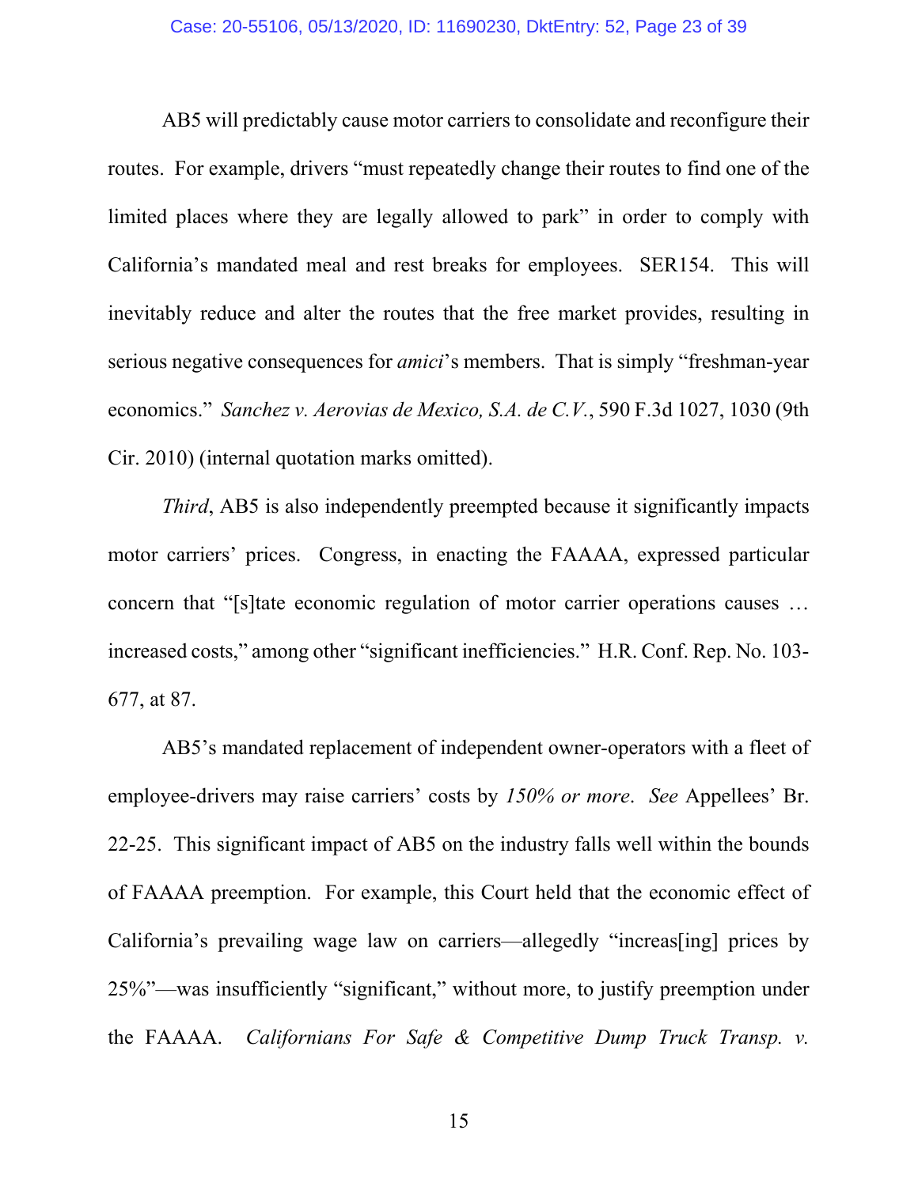AB5 will predictably cause motor carriers to consolidate and reconfigure their routes. For example, drivers "must repeatedly change their routes to find one of the limited places where they are legally allowed to park" in order to comply with California's mandated meal and rest breaks for employees. SER154. This will inevitably reduce and alter the routes that the free market provides, resulting in serious negative consequences for *amici*'s members. That is simply "freshman-year economics." *Sanchez v. Aerovias de Mexico, S.A. de C.V.*, 590 F.3d 1027, 1030 (9th Cir. 2010) (internal quotation marks omitted).

*Third*, AB5 is also independently preempted because it significantly impacts motor carriers' prices. Congress, in enacting the FAAAA, expressed particular concern that "[s]tate economic regulation of motor carrier operations causes … increased costs," among other "significant inefficiencies." H.R. Conf. Rep. No. 103-677, at 87.

AB5's mandated replacement of independent owner-operators with a fleet of employee-drivers may raise carriers' costs by *150% or more*. *See* Appellees' Br. 22-25. This significant impact of AB5 on the industry falls well within the bounds of FAAAA preemption. For example, this Court held that the economic effect of California's prevailing wage law on carriers—allegedly "increas[ing] prices by 25%"—was insufficiently "significant," without more, to justify preemption under the FAAAA. *Californians For Safe & Competitive Dump Truck Transp. v.*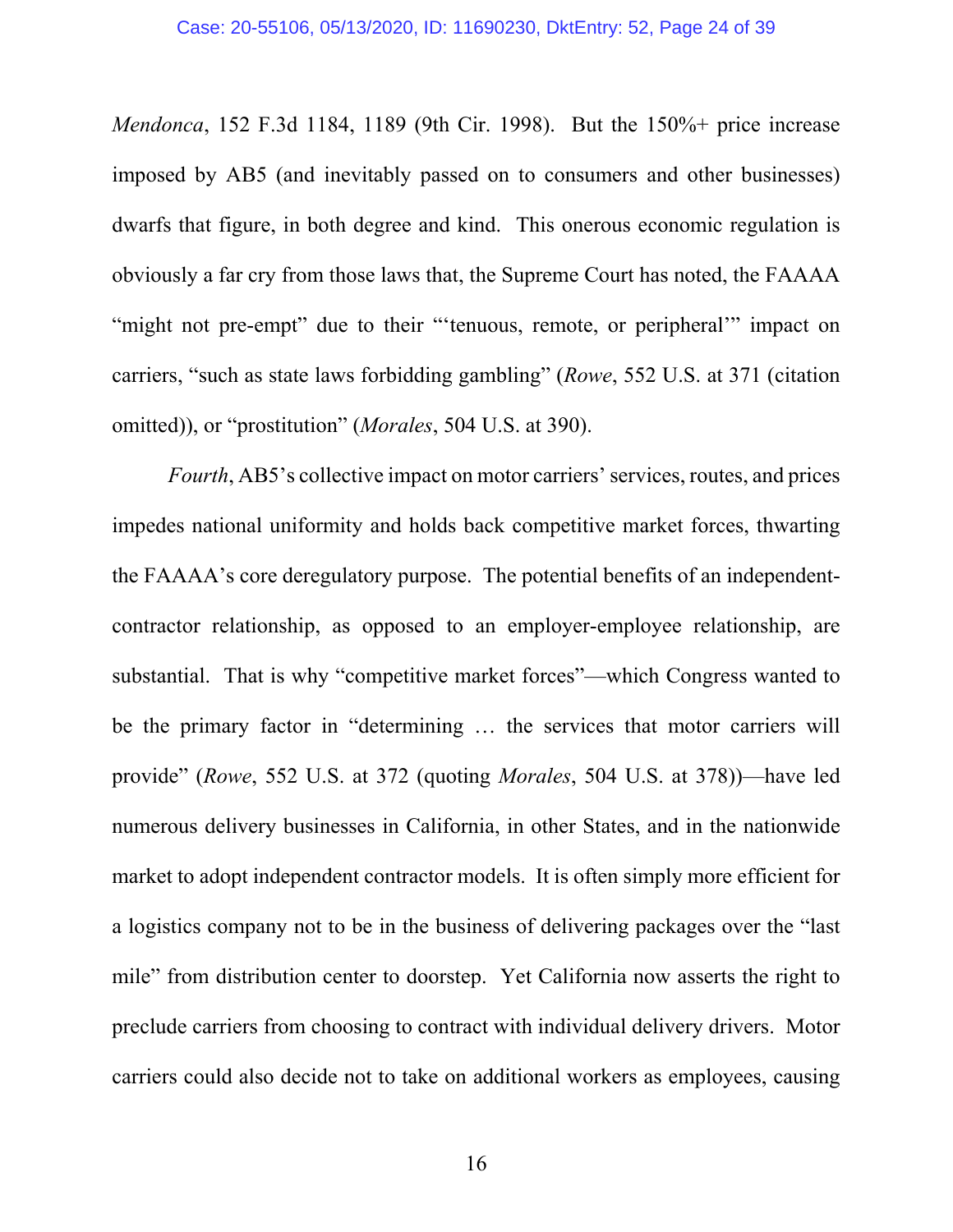*Mendonca*, 152 F.3d 1184, 1189 (9th Cir. 1998). But the 150%+ price increase imposed by AB5 (and inevitably passed on to consumers and other businesses) dwarfs that figure, in both degree and kind. This onerous economic regulation is obviously a far cry from those laws that, the Supreme Court has noted, the FAAAA "might not pre-empt" due to their "'tenuous, remote, or peripheral'" impact on carriers, "such as state laws forbidding gambling" (*Rowe*, 552 U.S. at 371 (citation omitted)), or "prostitution" (*Morales*, 504 U.S. at 390).

*Fourth*, AB5's collective impact on motor carriers' services, routes, and prices impedes national uniformity and holds back competitive market forces, thwarting the FAAAA's core deregulatory purpose. The potential benefits of an independent-contractor relationship, as opposed to an employer-employee relationship, are substantial. That is why "competitive market forces"—which Congress wanted to be the primary factor in "determining … the services that motor carriers will provide" (*Rowe*, 552 U.S. at 372 (quoting *Morales*, 504 U.S. at 378))—have led numerous delivery businesses in California, in other States, and in the nationwide market to adopt independent contractor models. It is often simply more efficient for a logistics company not to be in the business of delivering packages over the "last mile" from distribution center to doorstep. Yet California now asserts the right to preclude carriers from choosing to contract with individual delivery drivers. Motor carriers could also decide not to take on additional workers as employees, causing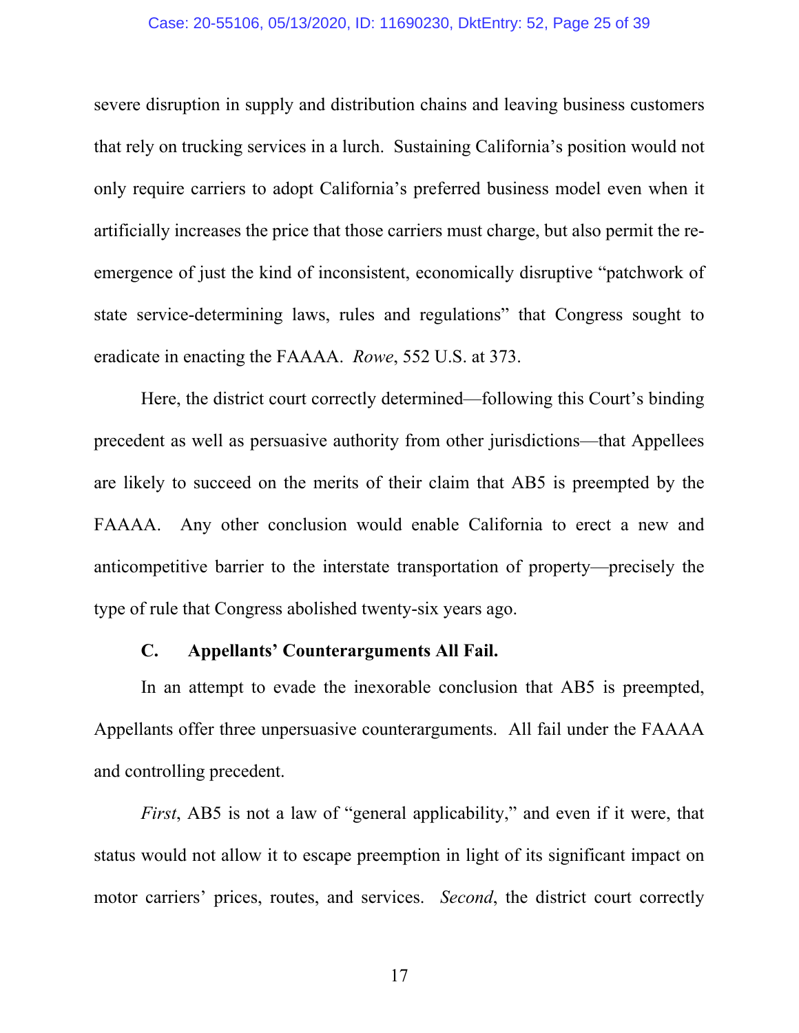severe disruption in supply and distribution chains and leaving business customers that rely on trucking services in a lurch. Sustaining California's position would not only require carriers to adopt California's preferred business model even when it artificially increases the price that those carriers must charge, but also permit the re-emergence of just the kind of inconsistent, economically disruptive "patchwork of state service-determining laws, rules and regulations" that Congress sought to eradicate in enacting the FAAAA. *Rowe*, 552 U.S. at 373.

Here, the district court correctly determined—following this Court's binding precedent as well as persuasive authority from other jurisdictions—that Appellees are likely to succeed on the merits of their claim that AB5 is preempted by the FAAAA. Any other conclusion would enable California to erect a new and anticompetitive barrier to the interstate transportation of property—precisely the type of rule that Congress abolished twenty-six years ago.

### C. Appellants' Counterarguments All Fail.

In an attempt to evade the inexorable conclusion that AB5 is preempted, Appellants offer three unpersuasive counterarguments. All fail under the FAAAA and controlling precedent.

*First*, AB5 is not a law of "general applicability," and even if it were, that status would not allow it to escape preemption in light of its significant impact on motor carriers' prices, routes, and services. *Second*, the district court correctly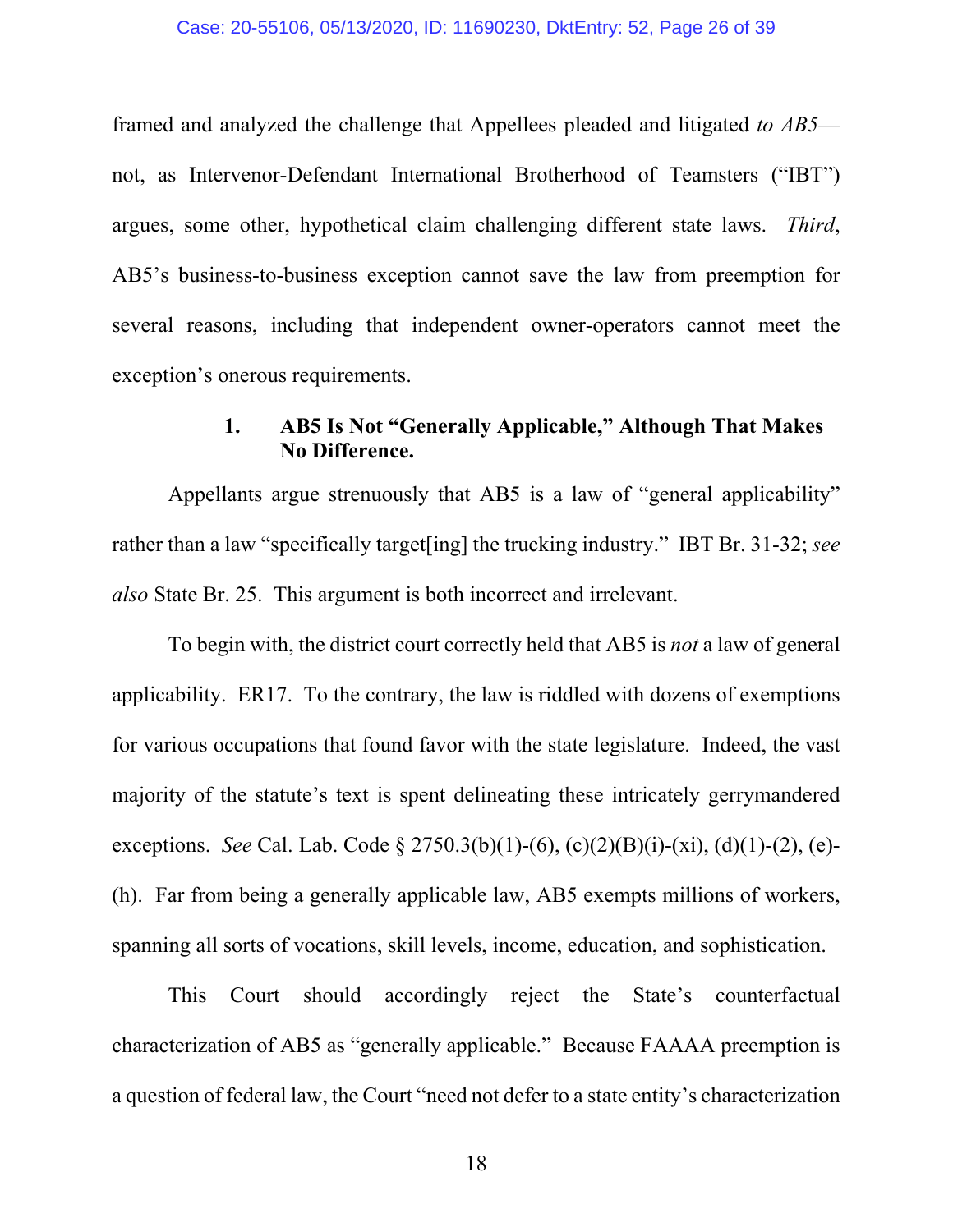framed and analyzed the challenge that Appellees pleaded and litigated *to AB5*—not, as Intervenor-Defendant International Brotherhood of Teamsters ("IBT") argues, some other, hypothetical claim challenging different state laws. *Third*, AB5's business-to-business exception cannot save the law from preemption for several reasons, including that independent owner-operators cannot meet the exception's onerous requirements.

### 1. AB5 Is Not "Generally Applicable," Although That Makes No Difference.

Appellants argue strenuously that AB5 is a law of "general applicability" rather than a law "specifically target[ing] the trucking industry." IBT Br. 31-32; *see also* State Br. 25. This argument is both incorrect and irrelevant.

To begin with, the district court correctly held that AB5 is *not* a law of general applicability. ER17. To the contrary, the law is riddled with dozens of exemptions for various occupations that found favor with the state legislature. Indeed, the vast majority of the statute's text is spent delineating these intricately gerrymandered exceptions. *See* Cal. Lab. Code § 2750.3(b)(1)-(6), (c)(2)(B)(i)-(xi), (d)(1)-(2), (e)-(h). Far from being a generally applicable law, AB5 exempts millions of workers, spanning all sorts of vocations, skill levels, income, education, and sophistication.

This Court should accordingly reject the State's counterfactual characterization of AB5 as "generally applicable." Because FAAAA preemption is a question of federal law, the Court "need not defer to a state entity's characterization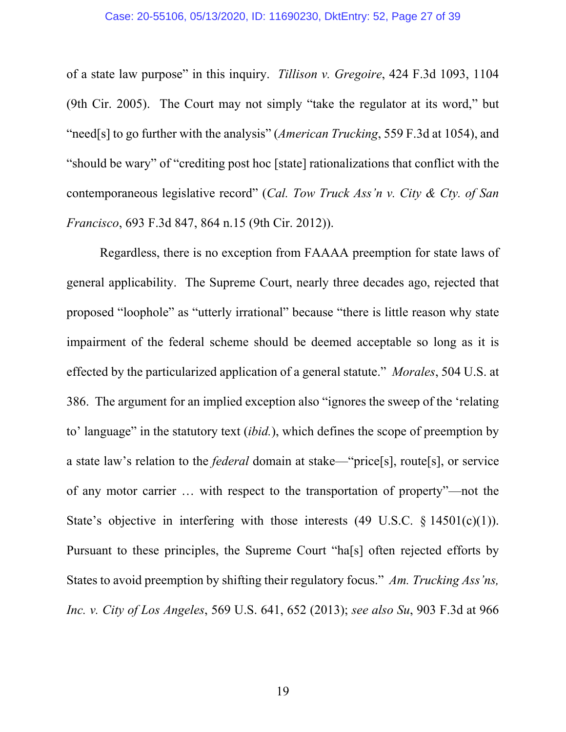of a state law purpose" in this inquiry. *Tillison v. Gregoire*, 424 F.3d 1093, 1104 (9th Cir. 2005). The Court may not simply "take the regulator at its word," but "need[s] to go further with the analysis" (*American Trucking*, 559 F.3d at 1054), and "should be wary" of "crediting post hoc [state] rationalizations that conflict with the contemporaneous legislative record" (*Cal. Tow Truck Ass'n v. City & Cty. of San Francisco*, 693 F.3d 847, 864 n.15 (9th Cir. 2012)).

Regardless, there is no exception from FAAAA preemption for state laws of general applicability. The Supreme Court, nearly three decades ago, rejected that proposed "loophole" as "utterly irrational" because "there is little reason why state impairment of the federal scheme should be deemed acceptable so long as it is effected by the particularized application of a general statute." *Morales*, 504 U.S. at 386. The argument for an implied exception also "ignores the sweep of the 'relating to' language" in the statutory text (*ibid.*), which defines the scope of preemption by a state law's relation to the *federal* domain at stake—"price[s], route[s], or service of any motor carrier … with respect to the transportation of property"—not the State's objective in interfering with those interests (49 U.S.C. § 14501(c)(1)). Pursuant to these principles, the Supreme Court "ha[s] often rejected efforts by States to avoid preemption by shifting their regulatory focus." *Am. Trucking Ass'ns, Inc. v. City of Los Angeles*, 569 U.S. 641, 652 (2013); *see also Su*, 903 F.3d at 966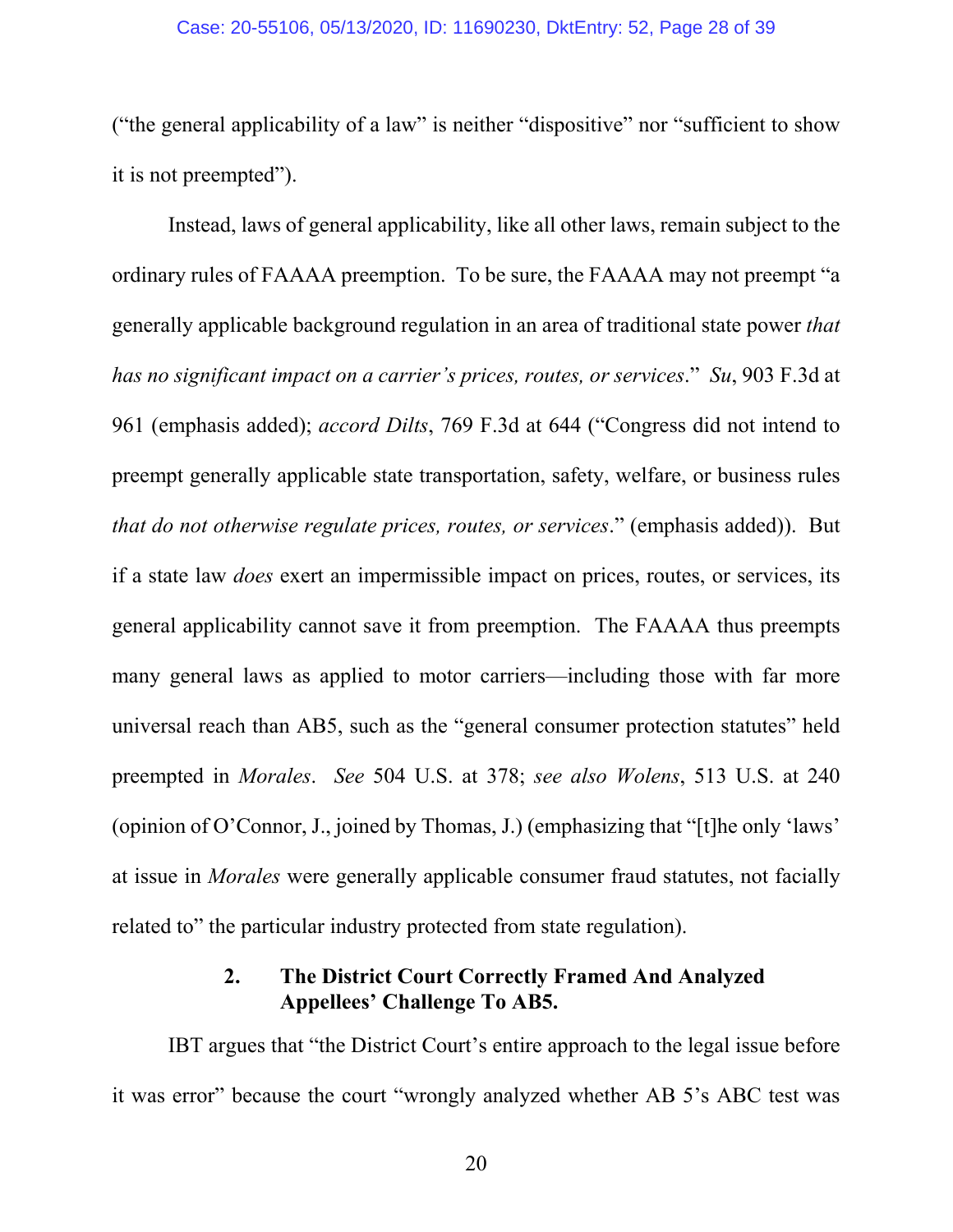("the general applicability of a law" is neither "dispositive" nor "sufficient to show it is not preempted").

Instead, laws of general applicability, like all other laws, remain subject to the ordinary rules of FAAAA preemption. To be sure, the FAAAA may not preempt "a generally applicable background regulation in an area of traditional state power *that has no significant impact on a carrier's prices, routes, or services*." *Su*, 903 F.3d at 961 (emphasis added); *accord Dilts*, 769 F.3d at 644 ("Congress did not intend to preempt generally applicable state transportation, safety, welfare, or business rules *that do not otherwise regulate prices, routes, or services*." (emphasis added)). But if a state law *does* exert an impermissible impact on prices, routes, or services, its general applicability cannot save it from preemption. The FAAAA thus preempts many general laws as applied to motor carriers—including those with far more universal reach than AB5, such as the "general consumer protection statutes" held preempted in *Morales*. *See* 504 U.S. at 378; *see also Wolens*, 513 U.S. at 240 (opinion of O'Connor, J., joined by Thomas, J.) (emphasizing that "[t]he only 'laws' at issue in *Morales* were generally applicable consumer fraud statutes, not facially related to" the particular industry protected from state regulation).

### 2. The District Court Correctly Framed And Analyzed Appellees' Challenge To AB5.

IBT argues that "the District Court's entire approach to the legal issue before it was error" because the court "wrongly analyzed whether AB 5's ABC test was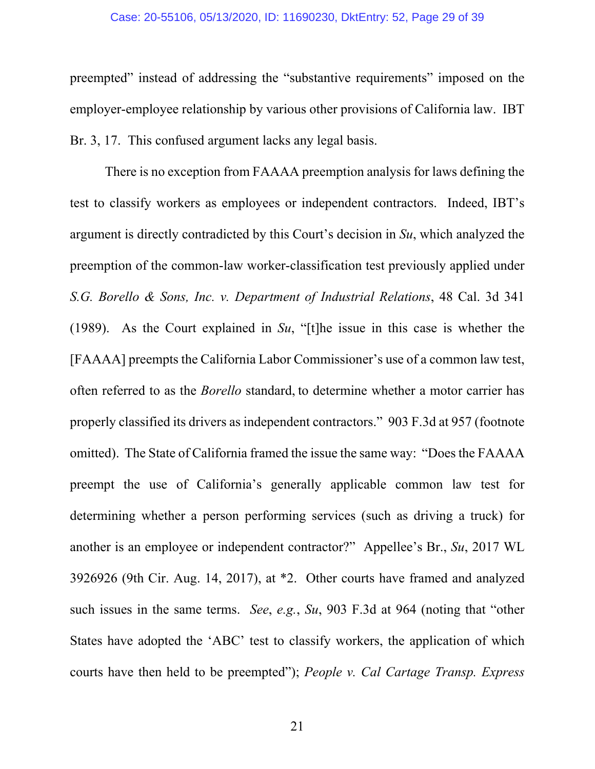preempted" instead of addressing the "substantive requirements" imposed on the employer-employee relationship by various other provisions of California law. IBT Br. 3, 17. This confused argument lacks any legal basis.

There is no exception from FAAAA preemption analysis for laws defining the test to classify workers as employees or independent contractors. Indeed, IBT's argument is directly contradicted by this Court's decision in *Su*, which analyzed the preemption of the common-law worker-classification test previously applied under *S.G. Borello & Sons, Inc. v. Department of Industrial Relations*, 48 Cal. 3d 341 (1989). As the Court explained in *Su*, "[t]he issue in this case is whether the [FAAAA] preempts the California Labor Commissioner's use of a common law test, often referred to as the *Borello* standard, to determine whether a motor carrier has properly classified its drivers as independent contractors." 903 F.3d at 957 (footnote omitted). The State of California framed the issue the same way: "Does the FAAAA preempt the use of California's generally applicable common law test for determining whether a person performing services (such as driving a truck) for another is an employee or independent contractor?" Appellee's Br., *Su*, 2017 WL 3926926 (9th Cir. Aug. 14, 2017), at *2. Other courts have framed and analyzed such issues in the same terms. *See*, *e.g.*, *Su*, 903 F.3d at 964 (noting that "other States have adopted the 'ABC' test to classify workers, the application of which courts have then held to be preempted"); *People v. Cal Cartage Transp. Express*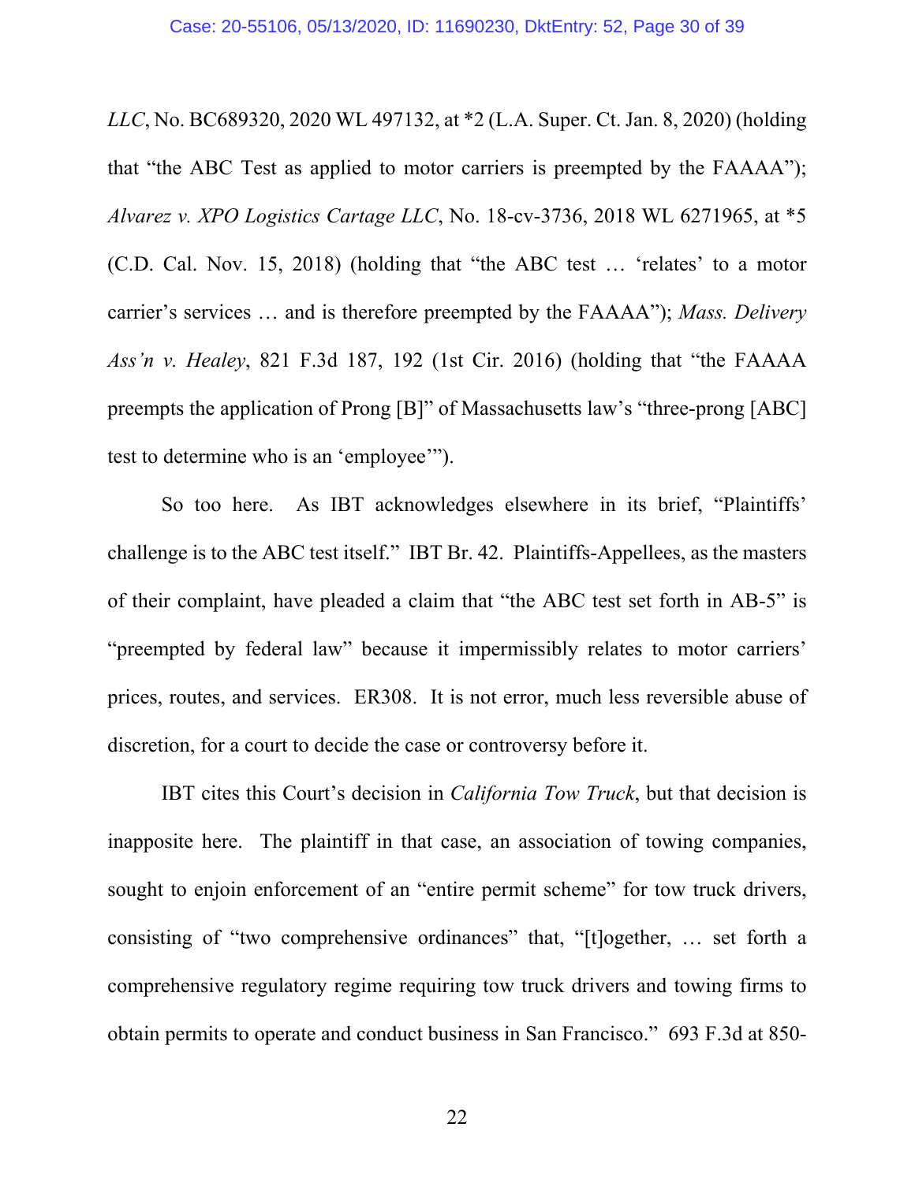*LLC*, No. BC689320, 2020 WL 497132, at *2 (L.A. Super. Ct. Jan. 8, 2020) (holding that "the ABC Test as applied to motor carriers is preempted by the FAAAA"); *Alvarez v. XPO Logistics Cartage LLC*, No. 18-cv-3736, 2018 WL 6271965, at *5 (C.D. Cal. Nov. 15, 2018) (holding that "the ABC test … 'relates' to a motor carrier's services … and is therefore preempted by the FAAAA"); *Mass. Delivery Ass'n v. Healey*, 821 F.3d 187, 192 (1st Cir. 2016) (holding that "the FAAAA preempts the application of Prong [B]" of Massachusetts law's "three-prong [ABC] test to determine who is an 'employee'").

So too here. As IBT acknowledges elsewhere in its brief, "Plaintiffs' challenge is to the ABC test itself." IBT Br. 42. Plaintiffs-Appellees, as the masters of their complaint, have pleaded a claim that "the ABC test set forth in AB-5" is "preempted by federal law" because it impermissibly relates to motor carriers' prices, routes, and services. ER308. It is not error, much less reversible abuse of discretion, for a court to decide the case or controversy before it.

IBT cites this Court's decision in *California Tow Truck*, but that decision is inapposite here. The plaintiff in that case, an association of towing companies, sought to enjoin enforcement of an "entire permit scheme" for tow truck drivers, consisting of "two comprehensive ordinances" that, "[t]ogether, … set forth a comprehensive regulatory regime requiring tow truck drivers and towing firms to obtain permits to operate and conduct business in San Francisco." 693 F.3d at 850-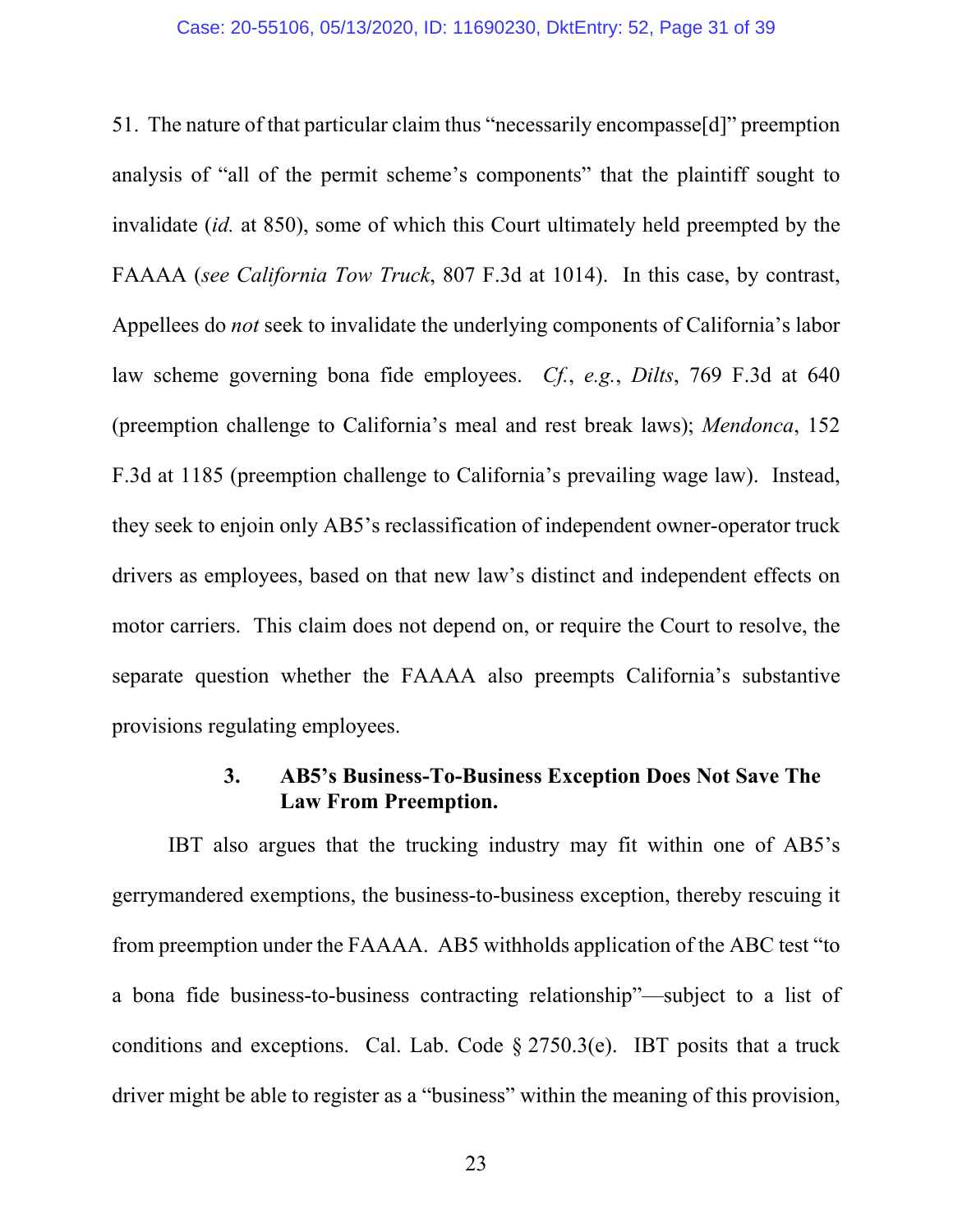51. The nature of that particular claim thus "necessarily encompasse[d]" preemption analysis of "all of the permit scheme's components" that the plaintiff sought to invalidate (*id.* at 850), some of which this Court ultimately held preempted by the FAAAA (*see California Tow Truck*, 807 F.3d at 1014). In this case, by contrast, Appellees do *not* seek to invalidate the underlying components of California's labor law scheme governing bona fide employees. *Cf.*, *e.g.*, *Dilts*, 769 F.3d at 640 (preemption challenge to California's meal and rest break laws); *Mendonca*, 152 F.3d at 1185 (preemption challenge to California's prevailing wage law). Instead, they seek to enjoin only AB5's reclassification of independent owner-operator truck drivers as employees, based on that new law's distinct and independent effects on motor carriers. This claim does not depend on, or require the Court to resolve, the separate question whether the FAAAA also preempts California's substantive provisions regulating employees.

### 3. AB5's Business-To-Business Exception Does Not Save The Law From Preemption.

IBT also argues that the trucking industry may fit within one of AB5's gerrymandered exemptions, the business-to-business exception, thereby rescuing it from preemption under the FAAAA. AB5 withholds application of the ABC test "to a bona fide business-to-business contracting relationship"—subject to a list of conditions and exceptions. Cal. Lab. Code § 2750.3(e). IBT posits that a truck driver might be able to register as a "business" within the meaning of this provision,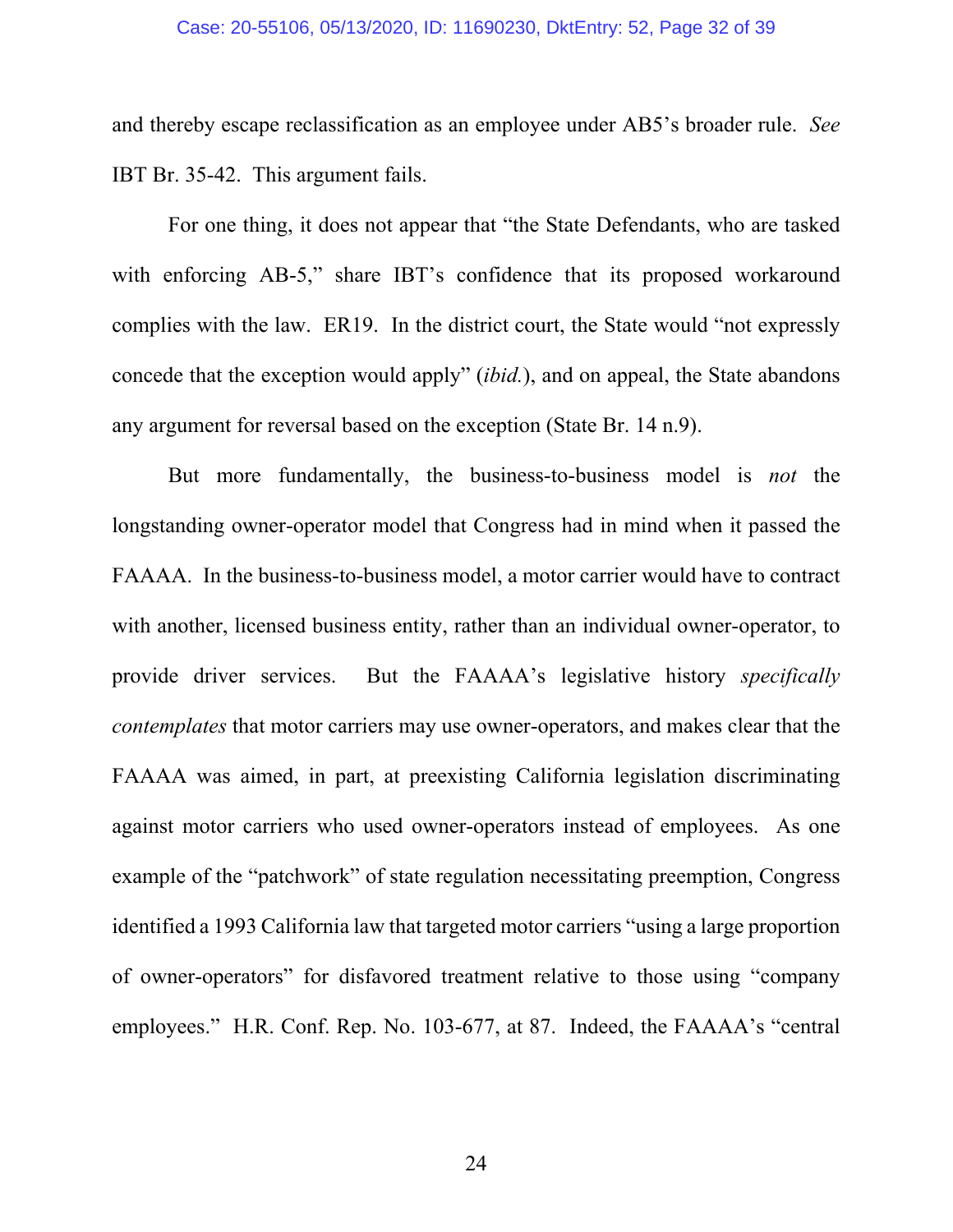and thereby escape reclassification as an employee under AB5's broader rule. *See* IBT Br. 35-42. This argument fails.

For one thing, it does not appear that "the State Defendants, who are tasked with enforcing AB-5," share IBT's confidence that its proposed workaround complies with the law. ER19. In the district court, the State would "not expressly concede that the exception would apply" (*ibid.*), and on appeal, the State abandons any argument for reversal based on the exception (State Br. 14 n.9).

But more fundamentally, the business-to-business model is *not* the longstanding owner-operator model that Congress had in mind when it passed the FAAAA. In the business-to-business model, a motor carrier would have to contract with another, licensed business entity, rather than an individual owner-operator, to provide driver services. But the FAAAA's legislative history *specifically contemplates* that motor carriers may use owner-operators, and makes clear that the FAAAA was aimed, in part, at preexisting California legislation discriminating against motor carriers who used owner-operators instead of employees. As one example of the "patchwork" of state regulation necessitating preemption, Congress identified a 1993 California law that targeted motor carriers "using a large proportion of owner-operators" for disfavored treatment relative to those using "company employees." H.R. Conf. Rep. No. 103-677, at 87. Indeed, the FAAAA's "central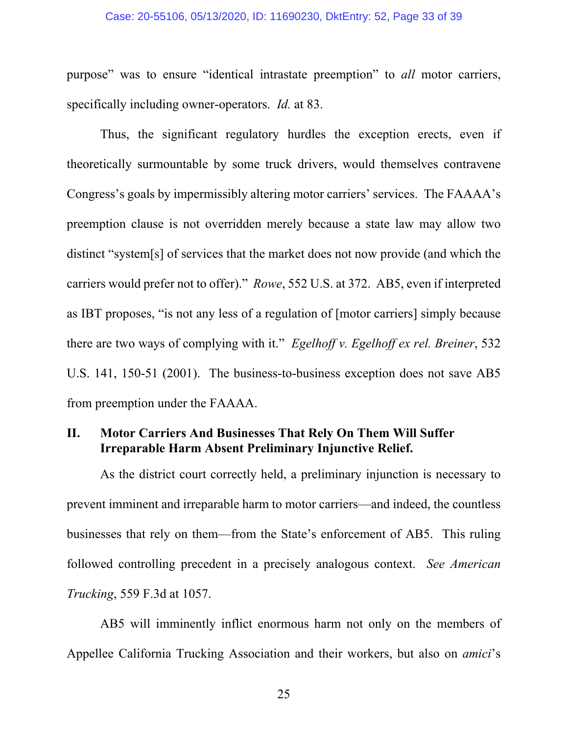purpose" was to ensure "identical intrastate preemption" to *all* motor carriers, specifically including owner-operators. *Id.* at 83.

Thus, the significant regulatory hurdles the exception erects, even if theoretically surmountable by some truck drivers, would themselves contravene Congress's goals by impermissibly altering motor carriers' services. The FAAAA's preemption clause is not overridden merely because a state law may allow two distinct "system[s] of services that the market does not now provide (and which the carriers would prefer not to offer)." *Rowe*, 552 U.S. at 372. AB5, even if interpreted as IBT proposes, "is not any less of a regulation of [motor carriers] simply because there are two ways of complying with it." *Egelhoff v. Egelhoff ex rel. Breiner*, 532 U.S. 141, 150-51 (2001). The business-to-business exception does not save AB5 from preemption under the FAAAA.

## II. Motor Carriers And Businesses That Rely On Them Will Suffer Irreparable Harm Absent Preliminary Injunctive Relief.

As the district court correctly held, a preliminary injunction is necessary to prevent imminent and irreparable harm to motor carriers—and indeed, the countless businesses that rely on them—from the State's enforcement of AB5. This ruling followed controlling precedent in a precisely analogous context. *See American Trucking*, 559 F.3d at 1057.

AB5 will imminently inflict enormous harm not only on the members of Appellee California Trucking Association and their workers, but also on *amici*'s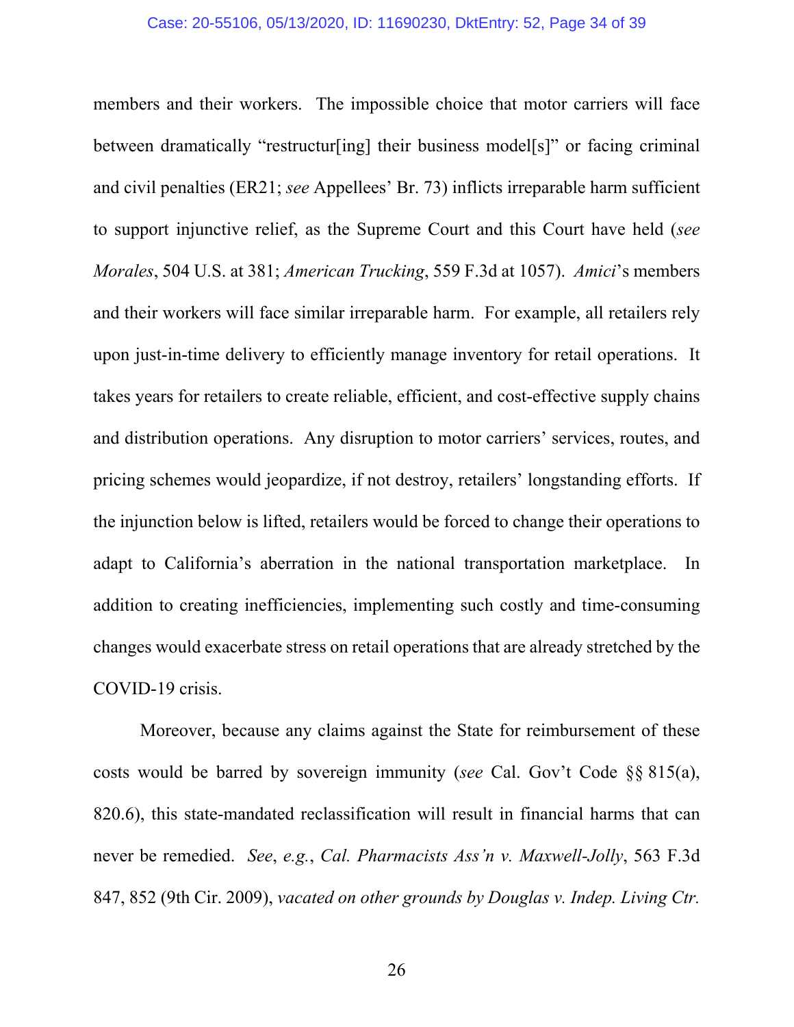members and their workers. The impossible choice that motor carriers will face between dramatically "restructur[ing] their business model[s]" or facing criminal and civil penalties (ER21; *see* Appellees' Br. 73) inflicts irreparable harm sufficient to support injunctive relief, as the Supreme Court and this Court have held (*see Morales*, 504 U.S. at 381; *American Trucking*, 559 F.3d at 1057). *Amici*'s members and their workers will face similar irreparable harm. For example, all retailers rely upon just-in-time delivery to efficiently manage inventory for retail operations. It takes years for retailers to create reliable, efficient, and cost-effective supply chains and distribution operations. Any disruption to motor carriers' services, routes, and pricing schemes would jeopardize, if not destroy, retailers' longstanding efforts. If the injunction below is lifted, retailers would be forced to change their operations to adapt to California's aberration in the national transportation marketplace. In addition to creating inefficiencies, implementing such costly and time-consuming changes would exacerbate stress on retail operations that are already stretched by the COVID-19 crisis.

Moreover, because any claims against the State for reimbursement of these costs would be barred by sovereign immunity (*see* Cal. Gov't Code §§ 815(a), 820.6), this state-mandated reclassification will result in financial harms that can never be remedied. *See*, *e.g.*, *Cal. Pharmacists Ass'n v. Maxwell-Jolly*, 563 F.3d 847, 852 (9th Cir. 2009), *vacated on other grounds by Douglas v. Indep. Living Ctr.*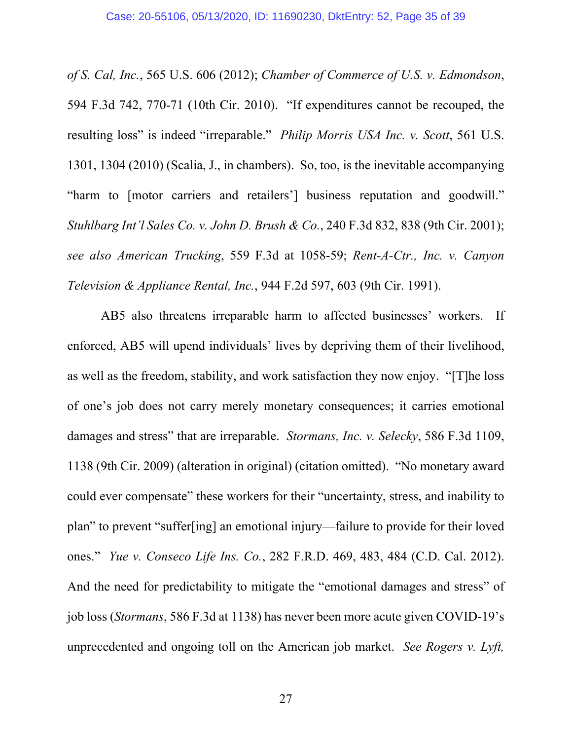*of S. Cal, Inc.*, 565 U.S. 606 (2012); *Chamber of Commerce of U.S. v. Edmondson*, 594 F.3d 742, 770-71 (10th Cir. 2010). "If expenditures cannot be recouped, the resulting loss" is indeed "irreparable." *Philip Morris USA Inc. v. Scott*, 561 U.S. 1301, 1304 (2010) (Scalia, J., in chambers). So, too, is the inevitable accompanying "harm to [motor carriers and retailers'] business reputation and goodwill." *Stuhlbarg Int'l Sales Co. v. John D. Brush & Co.*, 240 F.3d 832, 838 (9th Cir. 2001); *see also American Trucking*, 559 F.3d at 1058-59; *Rent-A-Ctr., Inc. v. Canyon Television & Appliance Rental, Inc.*, 944 F.2d 597, 603 (9th Cir. 1991).

AB5 also threatens irreparable harm to affected businesses' workers. If enforced, AB5 will upend individuals' lives by depriving them of their livelihood, as well as the freedom, stability, and work satisfaction they now enjoy. "[T]he loss of one's job does not carry merely monetary consequences; it carries emotional damages and stress" that are irreparable. *Stormans, Inc. v. Selecky*, 586 F.3d 1109, 1138 (9th Cir. 2009) (alteration in original) (citation omitted). "No monetary award could ever compensate" these workers for their "uncertainty, stress, and inability to plan" to prevent "suffer[ing] an emotional injury—failure to provide for their loved ones." *Yue v. Conseco Life Ins. Co.*, 282 F.R.D. 469, 483, 484 (C.D. Cal. 2012). And the need for predictability to mitigate the "emotional damages and stress" of job loss (*Stormans*, 586 F.3d at 1138) has never been more acute given COVID-19's unprecedented and ongoing toll on the American job market. *See Rogers v. Lyft,*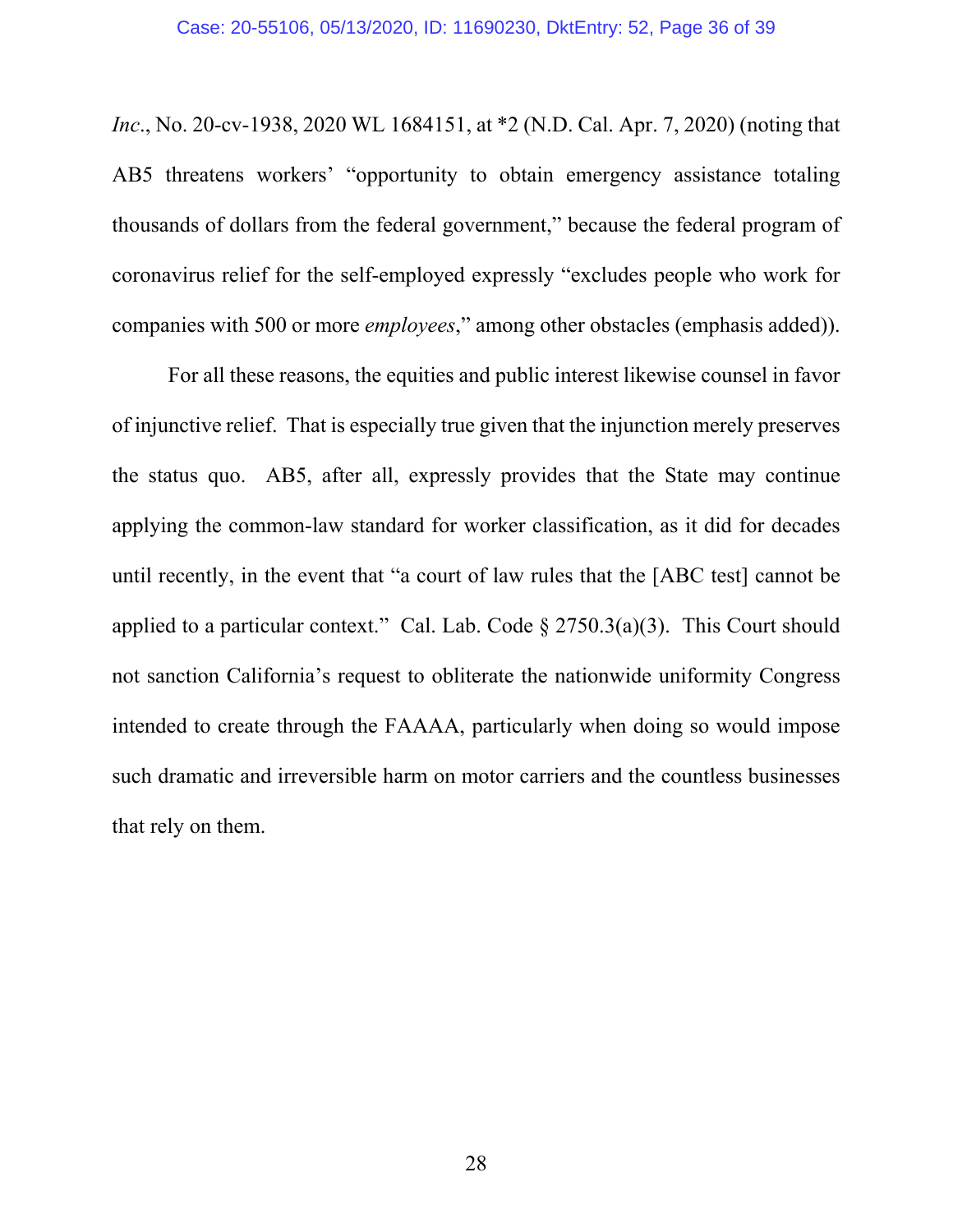*Inc.*, No. 20-cv-1938, 2020 WL 1684151, at *2 (N.D. Cal. Apr. 7, 2020) (noting that AB5 threatens workers' "opportunity to obtain emergency assistance totaling thousands of dollars from the federal government," because the federal program of coronavirus relief for the self-employed expressly "excludes people who work for companies with 500 or more *employees*," among other obstacles (emphasis added)).

For all these reasons, the equities and public interest likewise counsel in favor of injunctive relief. That is especially true given that the injunction merely preserves the status quo. AB5, after all, expressly provides that the State may continue applying the common-law standard for worker classification, as it did for decades until recently, in the event that "a court of law rules that the [ABC test] cannot be applied to a particular context." Cal. Lab. Code § 2750.3(a)(3). This Court should not sanction California's request to obliterate the nationwide uniformity Congress intended to create through the FAAAA, particularly when doing so would impose such dramatic and irreversible harm on motor carriers and the countless businesses that rely on them.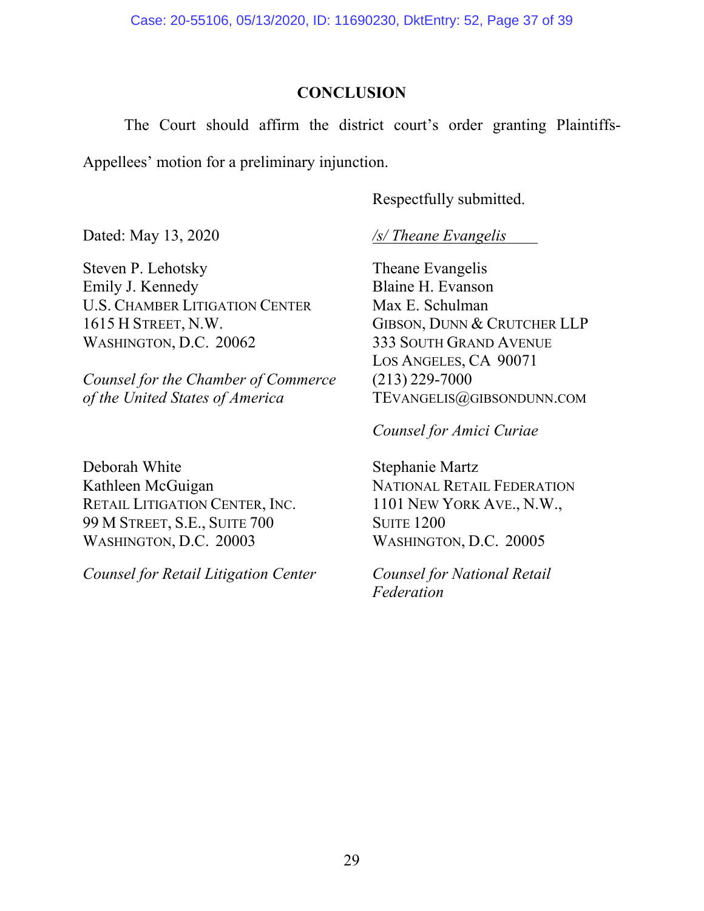## CONCLUSION

The Court should affirm the district court's order granting Plaintiffs-Appellees' motion for a preliminary injunction.

Respectfully submitted.

Dated: May 13, 2020

*/s/ Theane Evangelis*

Theane Evangelis
Blaine H. Evanson
Max E. Schulman
GIBSON, DUNN & CRUTCHER LLP
333 SOUTH GRAND AVENUE
LOS ANGELES, CA 90071
(213) 229-7000
TEVANGELIS@GIBSONDUNN.COM

*Counsel for Amici Curiae*

Steven P. Lehotsky
Emily J. Kennedy
U.S. CHAMBER LITIGATION CENTER
1615 H STREET, N.W.
WASHINGTON, D.C. 20062

*Counsel for the Chamber of Commerce of the United States of America*

Deborah White
Kathleen McGuigan
RETAIL LITIGATION CENTER, INC.
99 M STREET, S.E., SUITE 700
WASHINGTON, D.C. 20003

*Counsel for Retail Litigation Center*

Stephanie Martz
NATIONAL RETAIL FEDERATION
1101 NEW YORK AVE., N.W.,
SUITE 1200
WASHINGTON, D.C. 20005

*Counsel for National Retail Federation*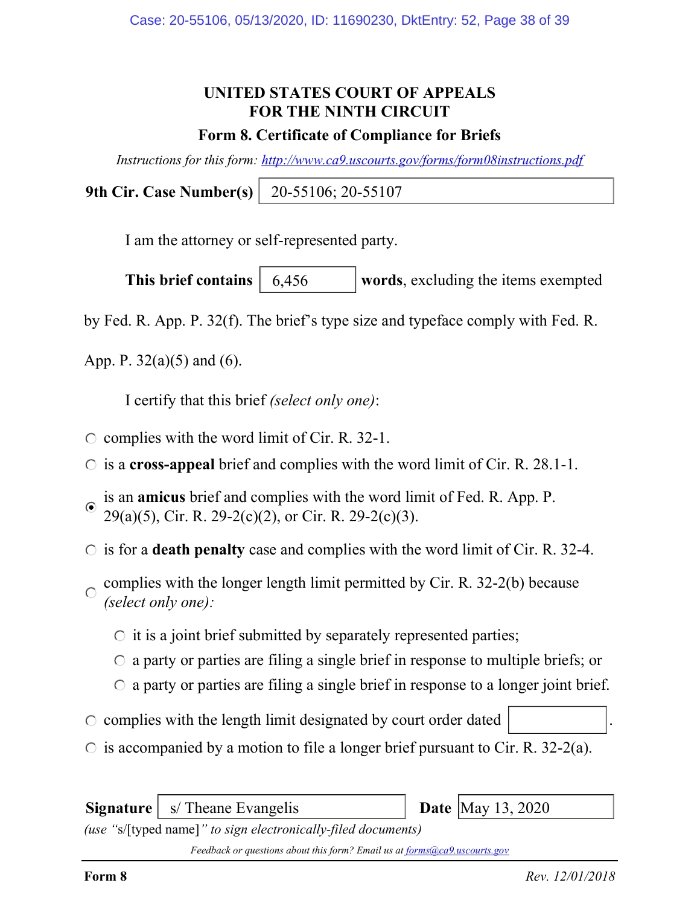# UNITED STATES COURT OF APPEALS
# FOR THE NINTH CIRCUIT

## Form 8. Certificate of Compliance for Briefs

*Instructions for this form: http://www.ca9.uscourts.gov/forms/form08instructions.pdf*

**9th Cir. Case Number(s)** 20-55106; 20-55107

I am the attorney or self-represented party.

**This brief contains** 6,456 **words**, excluding the items exempted by Fed. R. App. P. 32(f). The brief's type size and typeface comply with Fed. R. App. P. 32(a)(5) and (6).

I certify that this brief *(select only one)*:

- ○ complies with the word limit of Cir. R. 32-1.
- ○ is a **cross-appeal** brief and complies with the word limit of Cir. R. 28.1-1.
- ◉ is an **amicus** brief and complies with the word limit of Fed. R. App. P. 29(a)(5), Cir. R. 29-2(c)(2), or Cir. R. 29-2(c)(3).
- ○ is for a **death penalty** case and complies with the word limit of Cir. R. 32-4.
- ○ complies with the longer length limit permitted by Cir. R. 32-2(b) because *(select only one)*:
  - ○ it is a joint brief submitted by separately represented parties;
  - ○ a party or parties are filing a single brief in response to multiple briefs; or
  - ○ a party or parties are filing a single brief in response to a longer joint brief.
- ○ complies with the length limit designated by court order dated ______.
- ○ is accompanied by a motion to file a longer brief pursuant to Cir. R. 32-2(a).

**Signature** s/ Theane Evangelis **Date** May 13, 2020

*(use "s/[typed name]" to sign electronically-filed documents)*

*Feedback or questions about this form? Email us at forms@ca9.uscourts.gov*

**Form 8** *Rev. 12/01/2018*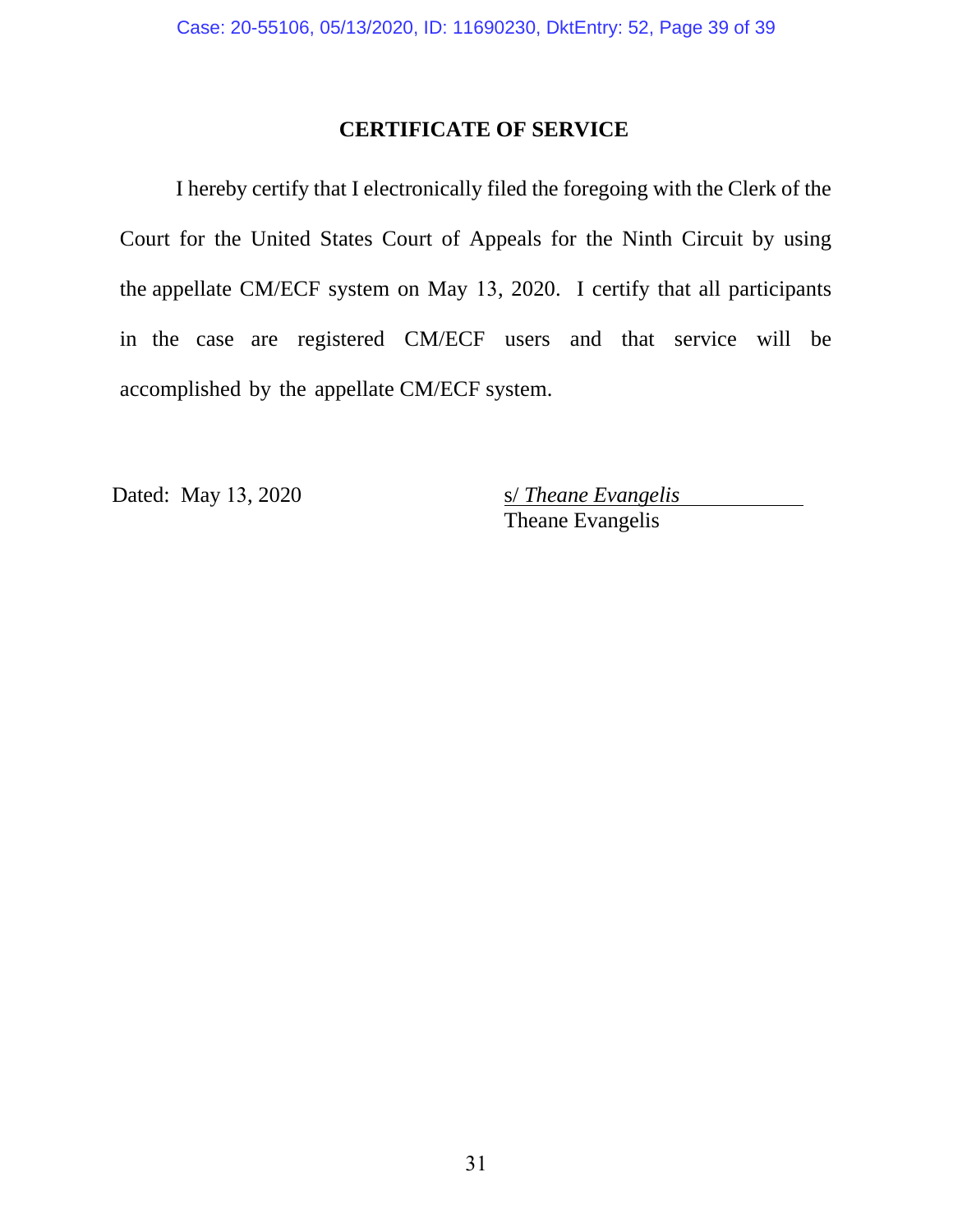## CERTIFICATE OF SERVICE

I hereby certify that I electronically filed the foregoing with the Clerk of the Court for the United States Court of Appeals for the Ninth Circuit by using the appellate CM/ECF system on May 13, 2020. I certify that all participants in the case are registered CM/ECF users and that service will be accomplished by the appellate CM/ECF system.

Dated: May 13, 2020

s/ *Theane Evangelis*
Theane Evangelis